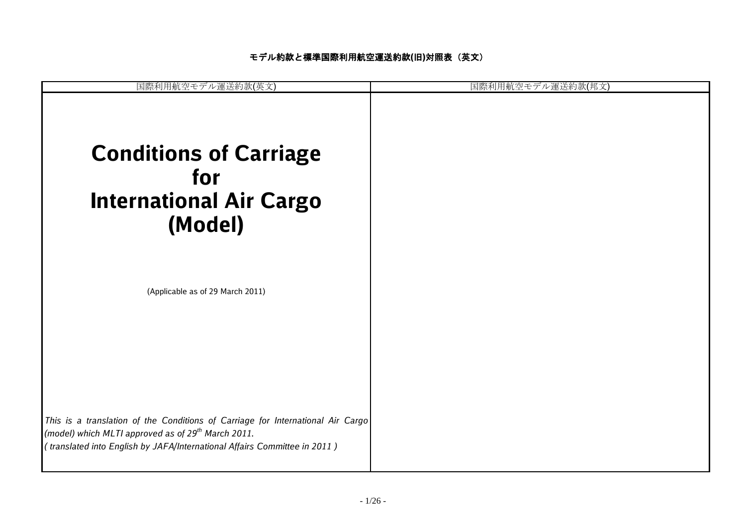**モデル約款と標準国際利用航空運送約款(旧)対照表（英文）**

| 国際利用航空モデル運送約款(英文) | 国際利用航空モデル運送約款(邦文) |
| --- | --- |
| **Conditions of Carriage for International Air Cargo (Model)**<br><br>(Applicable as of 29 March 2011)<br><br>*This is a translation of the Conditions of Carriage for International Air Cargo (model) which MLTI approved as of 29th March 2011.*<br>*( translated into English by JAFA/International Affairs Committee in 2011 )* | |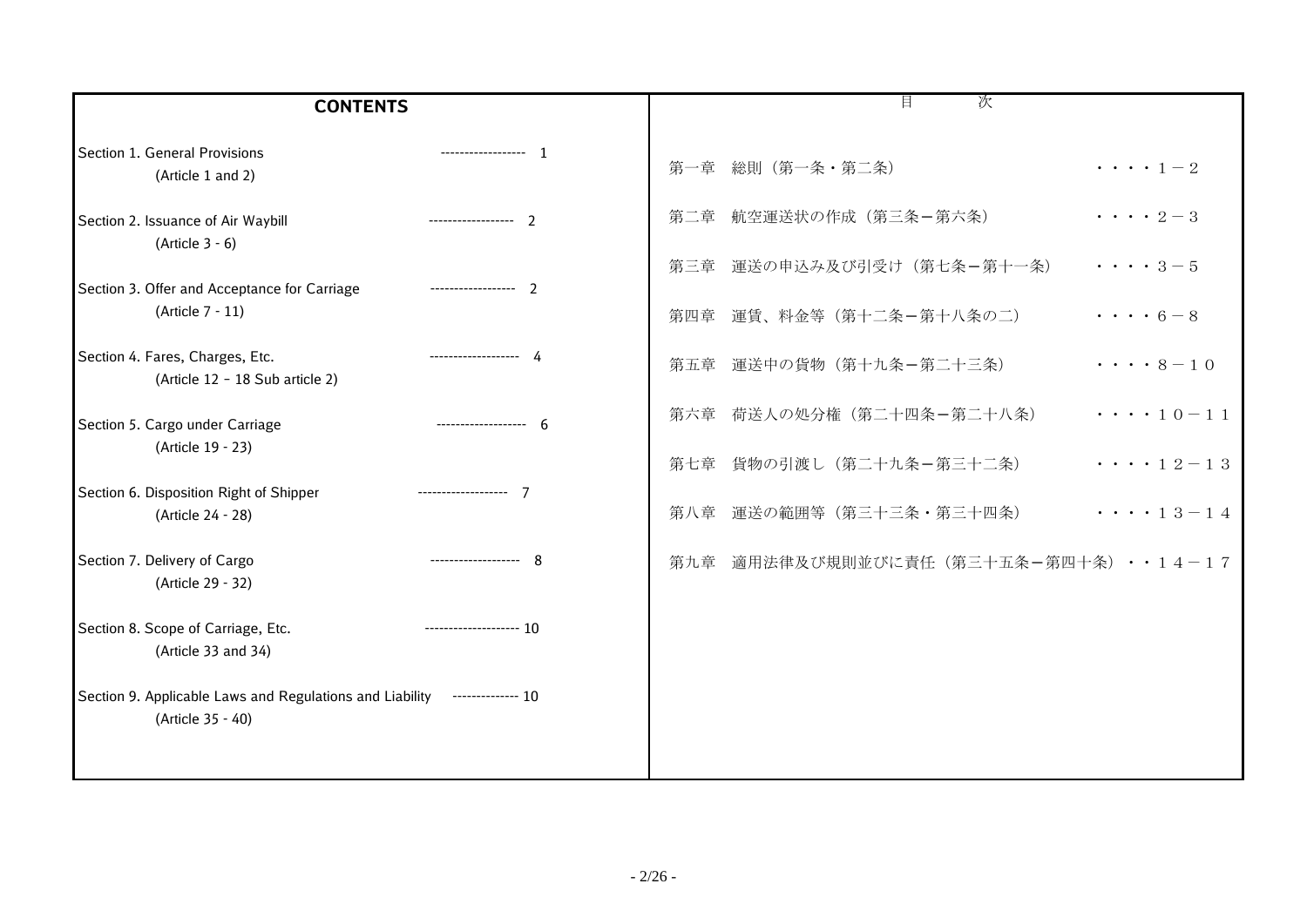| CONTENTS | | 目　　次 | |
|---|---|---|---|
| Section 1. General Provisions (Article 1 and 2) | ------------------ 1 | 第一章　総則（第一条・第二条） | ・・・・１－２ |
| Section 2. Issuance of Air Waybill (Article 3 - 6) | ------------------ 2 | 第二章　航空運送状の作成（第三条ー第六条） | ・・・・２－３ |
| Section 3. Offer and Acceptance for Carriage (Article 7 - 11) | ------------------ 2 | 第三章　運送の申込み及び引受け（第七条ー第十一条） | ・・・・３－５ |
| Section 4. Fares, Charges, Etc. (Article 12 – 18 Sub article 2) | ------------------- 4 | 第四章　運賃、料金等（第十二条ー第十八条の二） | ・・・・６－８ |
| Section 5. Cargo under Carriage (Article 19 - 23) | ------------------- 6 | 第五章　運送中の貨物（第十九条ー第二十三条） | ・・・・８－１０ |
| Section 6. Disposition Right of Shipper (Article 24 - 28) | ------------------- 7 | 第六章　荷送人の処分権（第二十四条ー第二十八条） | ・・・・１０－１１ |
| Section 7. Delivery of Cargo (Article 29 - 32) | ------------------- 8 | 第七章　貨物の引渡し（第二十九条ー第三十二条） | ・・・・１２－１３ |
| Section 8. Scope of Carriage, Etc. (Article 33 and 34) | -------------------- 10 | 第八章　運送の範囲等（第三十三条・第三十四条） | ・・・・１３－１４ |
| Section 9. Applicable Laws and Regulations and Liability (Article 35 - 40) | -------------- 10 | 第九章　適用法律及び規則並びに責任（第三十五条ー第四十条） | ・・１４－１７ |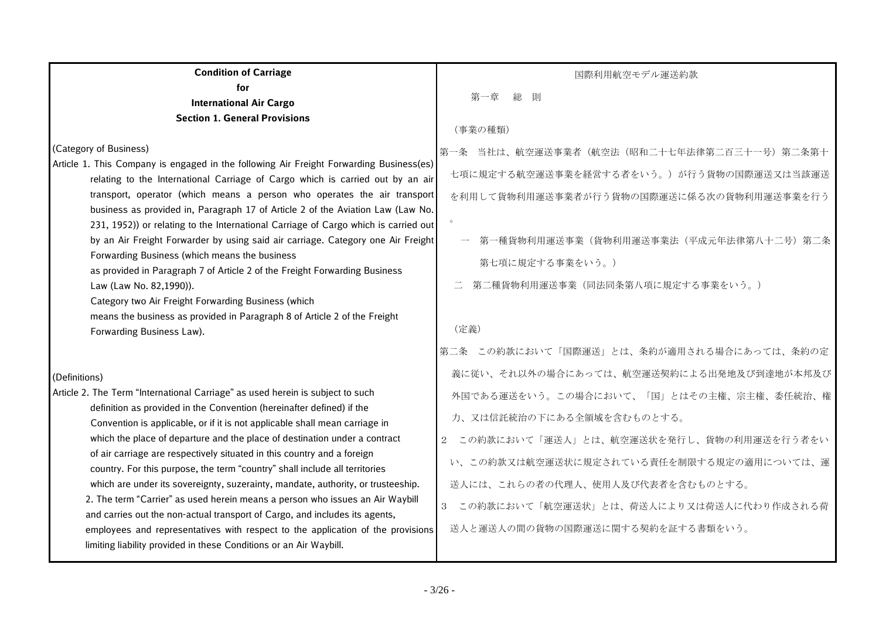**Condition of Carriage**
**for**
**International Air Cargo**
**Section 1. General Provisions**

(Category of Business)

Article 1. This Company is engaged in the following Air Freight Forwarding Business(es) relating to the International Carriage of Cargo which is carried out by an air transport, operator (which means a person who operates the air transport business as provided in, Paragraph 17 of Article 2 of the Aviation Law (Law No. 231, 1952)) or relating to the International Carriage of Cargo which is carried out by an Air Freight Forwarder by using said air carriage. Category one Air Freight Forwarding Business (which means the business as provided in Paragraph 7 of Article 2 of the Freight Forwarding Business Law (Law No. 82,1990)).

Category two Air Freight Forwarding Business (which means the business as provided in Paragraph 8 of Article 2 of the Freight Forwarding Business Law).

(Definitions)

Article 2. The Term "International Carriage" as used herein is subject to such definition as provided in the Convention (hereinafter defined) if the Convention is applicable, or if it is not applicable shall mean carriage in which the place of departure and the place of destination under a contract of air carriage are respectively situated in this country and a foreign country. For this purpose, the term "country" shall include all territories which are under its sovereignty, suzerainty, mandate, authority, or trusteeship.

2. The term "Carrier" as used herein means a person who issues an Air Waybill and carries out the non-actual transport of Cargo, and includes its agents, employees and representatives with respect to the application of the provisions limiting liability provided in these Conditions or an Air Waybill.

国際利用航空モデル運送約款

第一章　総　則

（事業の種類）

第一条　当社は、航空運送事業者（航空法（昭和二十七年法律第二百三十一号）第二条第十七項に規定する航空運送事業を経営する者をいう。）が行う貨物の国際運送又は当該運送を利用して貨物利用運送事業者が行う貨物の国際運送に係る次の貨物利用運送事業を行う。

一　第一種貨物利用運送事業（貨物利用運送事業法（平成元年法律第八十二号）第二条第七項に規定する事業をいう。）

二　第二種貨物利用運送事業（同法同条第八項に規定する事業をいう。）

（定義）

第二条　この約款において「国際運送」とは、条約が適用される場合にあっては、条約の定義に従い、それ以外の場合にあっては、航空運送契約による出発地及び到達地が本邦及び外国である運送をいう。この場合において、「国」とはその主権、宗主権、委任統治、権力、又は信託統治の下にある全領域を含むものとする。

２　この約款において「運送人」とは、航空運送状を発行し、貨物の利用運送を行う者をいい、この約款又は航空運送状に規定されている責任を制限する規定の適用については、運送人には、これらの者の代理人、使用人及び代表者を含むものとする。

３　この約款において「航空運送状」とは、荷送人により又は荷送人に代わり作成される荷送人と運送人の間の貨物の国際運送に関する契約を証する書類をいう。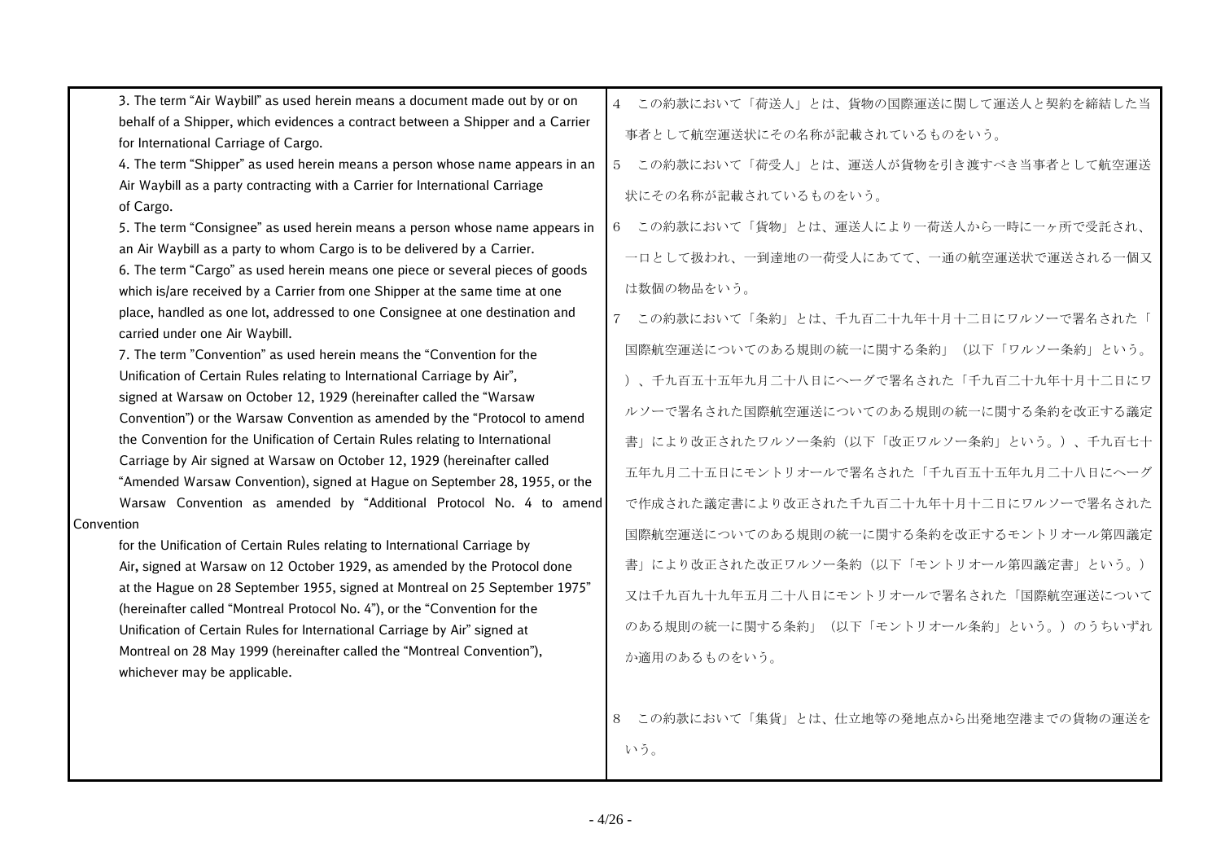| | |
|---|---|
| 3. The term "Air Waybill" as used herein means a document made out by or on behalf of a Shipper, which evidences a contract between a Shipper and a Carrier for International Carriage of Cargo.<br>4. The term "Shipper" as used herein means a person whose name appears in an Air Waybill as a party contracting with a Carrier for International Carriage of Cargo.<br>5. The term "Consignee" as used herein means a person whose name appears in an Air Waybill as a party to whom Cargo is to be delivered by a Carrier.<br>6. The term "Cargo" as used herein means one piece or several pieces of goods which is/are received by a Carrier from one Shipper at the same time at one place, handled as one lot, addressed to one Consignee at one destination and carried under one Air Waybill.<br>7. The term "Convention" as used herein means the "Convention for the Unification of Certain Rules relating to International Carriage by Air", signed at Warsaw on October 12, 1929 (hereinafter called the "Warsaw Convention") or the Warsaw Convention as amended by the "Protocol to amend the Convention for the Unification of Certain Rules relating to International Carriage by Air signed at Warsaw on October 12, 1929 (hereinafter called "Amended Warsaw Convention), signed at Hague on September 28, 1955, or the Warsaw Convention as amended by "Additional Protocol No. 4 to amend Convention for the Unification of Certain Rules relating to International Carriage by Air, signed at Warsaw on 12 October 1929, as amended by the Protocol done at the Hague on 28 September 1955, signed at Montreal on 25 September 1975" (hereinafter called "Montreal Protocol No. 4"), or the "Convention for the Unification of Certain Rules for International Carriage by Air" signed at Montreal on 28 May 1999 (hereinafter called the "Montreal Convention"), whichever may be applicable. | 4　この約款において「荷送人」とは、貨物の国際運送に関して運送人と契約を締結した当事者として航空運送状にその名称が記載されているものをいう。<br>5　この約款において「荷受人」とは、運送人が貨物を引き渡すべき当事者として航空運送状にその名称が記載されているものをいう。<br>6　この約款において「貨物」とは、運送人により一荷送人から一時に一ヶ所で受託され、一口として扱われ、一到達地の一荷受人にあてて、一通の航空運送状で運送される一個又は数個の物品をいう。<br>7　この約款において「条約」とは、千九百二十九年十月十二日にワルソーで署名された「国際航空運送についてのある規則の統一に関する条約」（以下「ワルソー条約」という。）、千九百五十五年九月二十八日にヘーグで署名された「千九百二十九年十月十二日にワルソーで署名された国際航空運送についてのある規則の統一に関する条約を改正する議定書」により改正されたワルソー条約（以下「改正ワルソー条約」という。）、千九百七十五年九月二十五日にモントリオールで署名された「千九百五十五年九月二十八日にヘーグで作成された議定書により改正された千九百二十九年十月十二日にワルソーで署名された国際航空運送についてのある規則の統一に関する条約を改正するモントリオール第四議定書」により改正された改正ワルソー条約（以下「モントリオール第四議定書」という。）又は千九百九十九年五月二十八日にモントリオールで署名された「国際航空運送についてのある規則の統一に関する条約」（以下「モントリオール条約」という。）のうちいずれか適用のあるものをいう。<br><br>8　この約款において「集貨」とは、仕立地等の発地点から出発地空港までの貨物の運送をいう。 |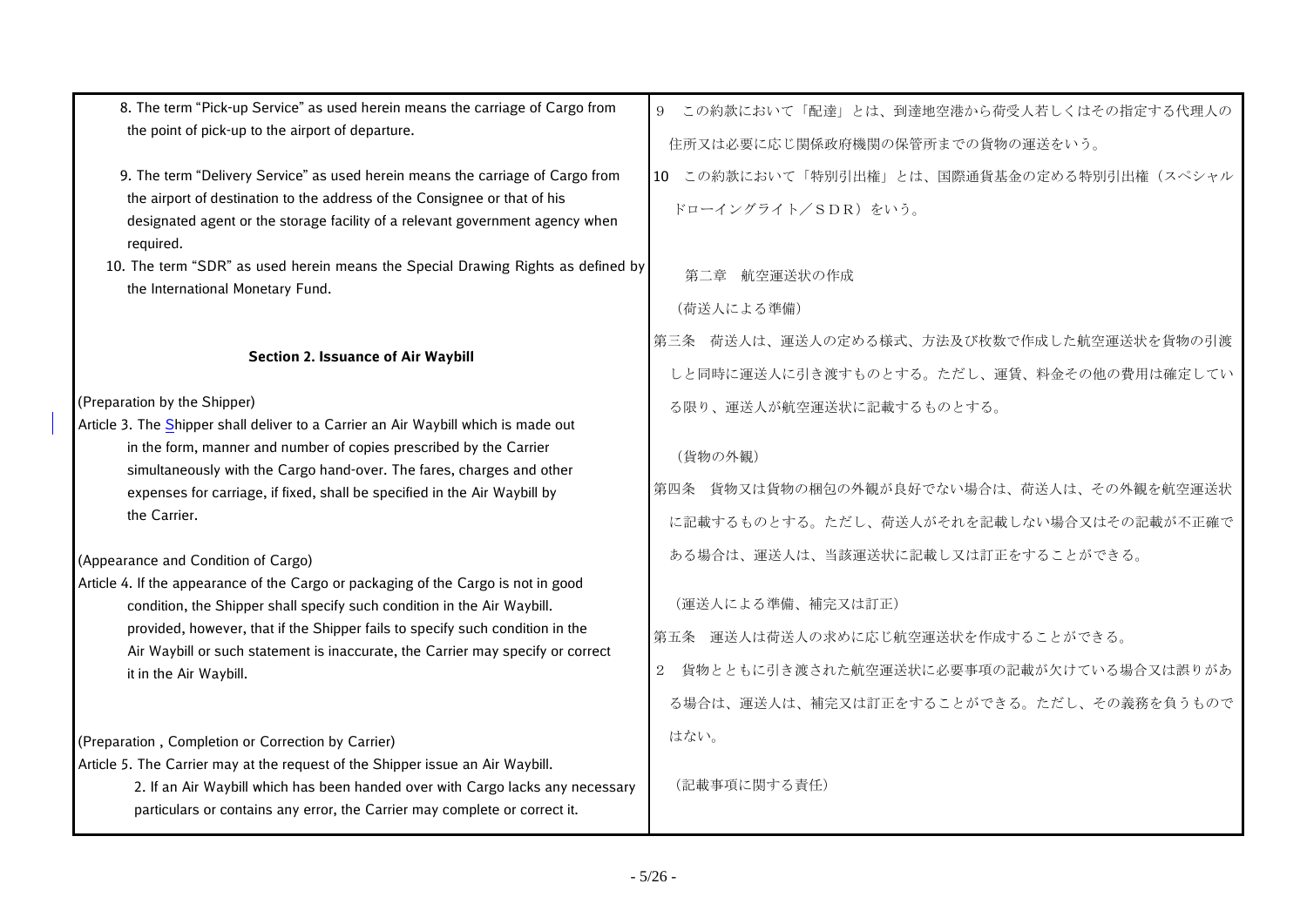8. The term "Pick-up Service" as used herein means the carriage of Cargo from the point of pick-up to the airport of departure.

9. The term "Delivery Service" as used herein means the carriage of Cargo from the airport of destination to the address of the Consignee or that of his designated agent or the storage facility of a relevant government agency when required.

10. The term "SDR" as used herein means the Special Drawing Rights as defined by the International Monetary Fund.

## Section 2. Issuance of Air Waybill

(Preparation by the Shipper)

Article 3. The Shipper shall deliver to a Carrier an Air Waybill which is made out in the form, manner and number of copies prescribed by the Carrier simultaneously with the Cargo hand-over. The fares, charges and other expenses for carriage, if fixed, shall be specified in the Air Waybill by the Carrier.

(Appearance and Condition of Cargo)

Article 4. If the appearance of the Cargo or packaging of the Cargo is not in good condition, the Shipper shall specify such condition in the Air Waybill. provided, however, that if the Shipper fails to specify such condition in the Air Waybill or such statement is inaccurate, the Carrier may specify or correct it in the Air Waybill.

(Preparation , Completion or Correction by Carrier)

Article 5. The Carrier may at the request of the Shipper issue an Air Waybill.

2. If an Air Waybill which has been handed over with Cargo lacks any necessary particulars or contains any error, the Carrier may complete or correct it.

9　この約款において「配達」とは、到達地空港から荷受人若しくはその指定する代理人の住所又は必要に応じ関係政府機関の保管所までの貨物の運送をいう。

10　この約款において「特別引出権」とは、国際通貨基金の定める特別引出権（スペシャルドローイングライト／ＳＤＲ）をいう。

## 第二章　航空運送状の作成

（荷送人による準備）

第三条　荷送人は、運送人の定める様式、方法及び枚数で作成した航空運送状を貨物の引渡しと同時に運送人に引き渡すものとする。ただし、運賃、料金その他の費用は確定している限り、運送人が航空運送状に記載するものとする。

（貨物の外観）

第四条　貨物又は貨物の梱包の外観が良好でない場合は、荷送人は、その外観を航空運送状に記載するものとする。ただし、荷送人がそれを記載しない場合又はその記載が不正確である場合は、運送人は、当該運送状に記載し又は訂正をすることができる。

（運送人による準備、補完又は訂正）

第五条　運送人は荷送人の求めに応じ航空運送状を作成することができる。

2　貨物とともに引き渡された航空運送状に必要事項の記載が欠けている場合又は誤りがある場合は、運送人は、補完又は訂正をすることができる。ただし、その義務を負うものではない。

（記載事項に関する責任）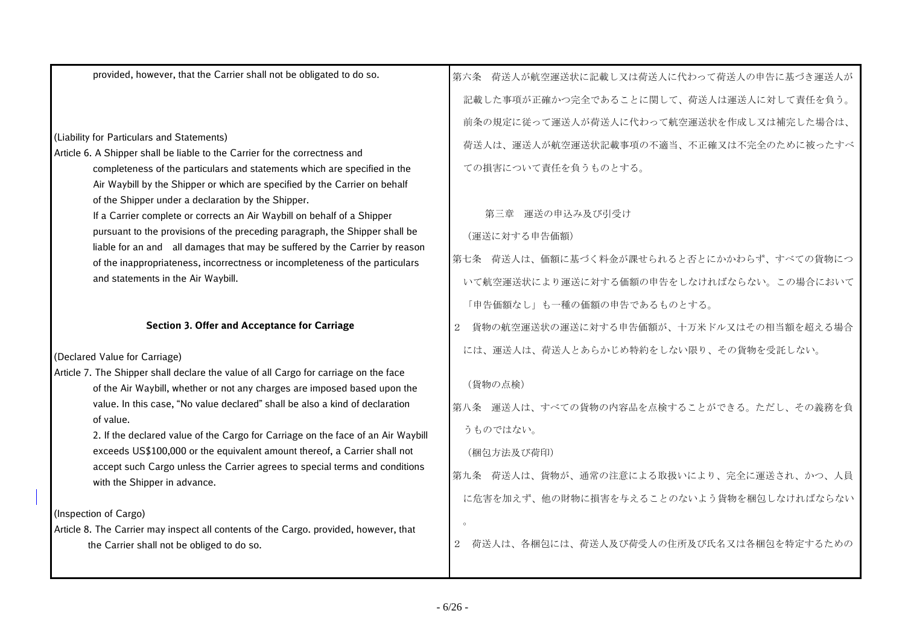provided, however, that the Carrier shall not be obligated to do so.

(Liability for Particulars and Statements)

Article 6. A Shipper shall be liable to the Carrier for the correctness and completeness of the particulars and statements which are specified in the Air Waybill by the Shipper or which are specified by the Carrier on behalf of the Shipper under a declaration by the Shipper.

If a Carrier complete or corrects an Air Waybill on behalf of a Shipper pursuant to the provisions of the preceding paragraph, the Shipper shall be liable for an and all damages that may be suffered by the Carrier by reason of the inappropriateness, incorrectness or incompleteness of the particulars and statements in the Air Waybill.

## Section 3. Offer and Acceptance for Carriage

(Declared Value for Carriage)

Article 7. The Shipper shall declare the value of all Cargo for carriage on the face of the Air Waybill, whether or not any charges are imposed based upon the value. In this case, "No value declared" shall be also a kind of declaration of value.

2. If the declared value of the Cargo for Carriage on the face of an Air Waybill exceeds US$100,000 or the equivalent amount thereof, a Carrier shall not accept such Cargo unless the Carrier agrees to special terms and conditions with the Shipper in advance.

(Inspection of Cargo)

Article 8. The Carrier may inspect all contents of the Cargo. provided, however, that the Carrier shall not be obliged to do so.

第六条　荷送人が航空運送状に記載し又は荷送人に代わって荷送人の申告に基づき運送人が記載した事項が正確かつ完全であることに関して、荷送人は運送人に対して責任を負う。前条の規定に従って運送人が荷送人に代わって航空運送状を作成し又は補完した場合は、荷送人は、運送人が航空運送状記載事項の不適当、不正確又は不完全のために被ったすべての損害について責任を負うものとする。

## 第三章　運送の申込み及び引受け

（運送に対する申告価額）

第七条　荷送人は、価額に基づく料金が課せられると否とにかかわらず、すべての貨物について航空運送状により運送に対する価額の申告をしなければならない。この場合において「申告価額なし」も一種の価額の申告であるものとする。

２　貨物の航空運送状の運送に対する申告価額が、十万米ドル又はその相当額を超える場合には、運送人は、荷送人とあらかじめ特約をしない限り、その貨物を受託しない。

（貨物の点検）

第八条　運送人は、すべての貨物の内容品を点検することができる。ただし、その義務を負うものではない。

（梱包方法及び荷印）

第九条　荷送人は、貨物が、通常の注意による取扱いにより、完全に運送され、かつ、人員に危害を加えず、他の財物に損害を与えることのないよう貨物を梱包しなければならない。

２　荷送人は、各梱包には、荷送人及び荷受人の住所及び氏名又は各梱包を特定するための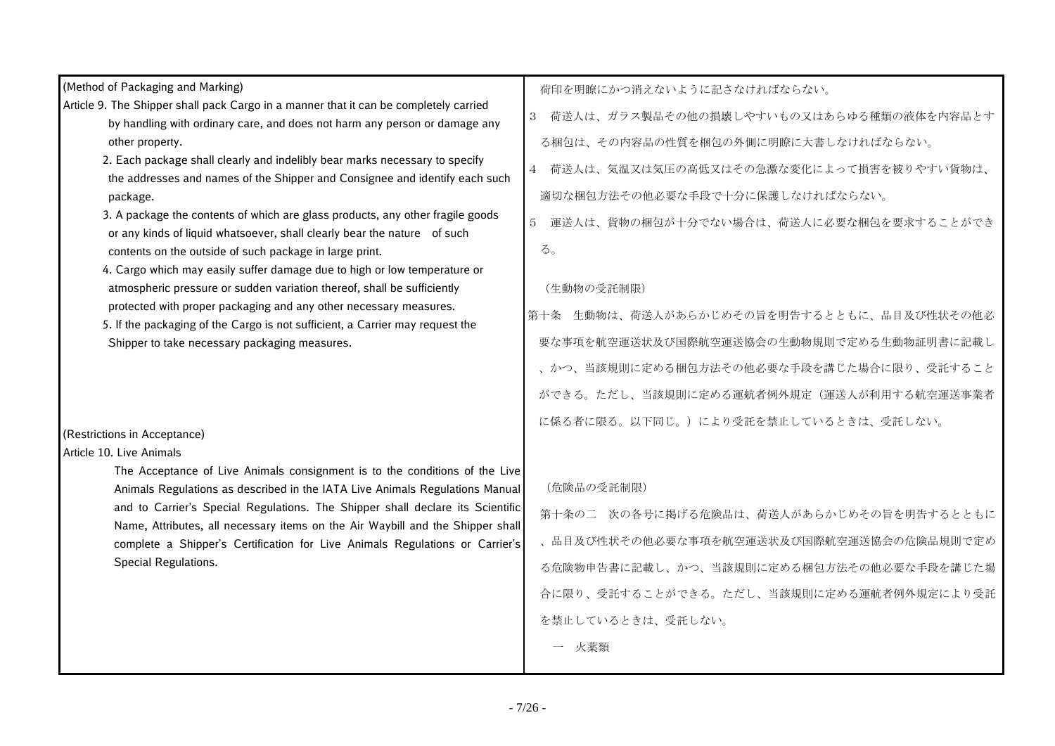(Method of Packaging and Marking)

Article 9. The Shipper shall pack Cargo in a manner that it can be completely carried by handling with ordinary care, and does not harm any person or damage any other property.

2. Each package shall clearly and indelibly bear marks necessary to specify the addresses and names of the Shipper and Consignee and identify each such package.

3. A package the contents of which are glass products, any other fragile goods or any kinds of liquid whatsoever, shall clearly bear the nature of such contents on the outside of such package in large print.

4. Cargo which may easily suffer damage due to high or low temperature or atmospheric pressure or sudden variation thereof, shall be sufficiently protected with proper packaging and any other necessary measures.

5. If the packaging of the Cargo is not sufficient, a Carrier may request the Shipper to take necessary packaging measures.

(Restrictions in Acceptance)

Article 10. Live Animals

The Acceptance of Live Animals consignment is to the conditions of the Live Animals Regulations as described in the IATA Live Animals Regulations Manual and to Carrier's Special Regulations. The Shipper shall declare its Scientific Name, Attributes, all necessary items on the Air Waybill and the Shipper shall complete a Shipper's Certification for Live Animals Regulations or Carrier's Special Regulations.

荷印を明瞭にかつ消えないように記さなければならない。

3　荷送人は、ガラス製品その他の損壊しやすいもの又はあらゆる種類の液体を内容品とする梱包は、その内容品の性質を梱包の外側に明瞭に大書しなければならない。

4　荷送人は、気温又は気圧の高低又はその急激な変化によって損害を被りやすい貨物は、適切な梱包方法その他必要な手段で十分に保護しなければならない。

5　運送人は、貨物の梱包が十分でない場合は、荷送人に必要な梱包を要求することができる。

（生動物の受託制限）

第十条　生動物は、荷送人があらかじめその旨を明告するとともに、品目及び性状その他必要な事項を航空運送状及び国際航空運送協会の生動物規則で定める生動物証明書に記載し、かつ、当該規則に定める梱包方法その他必要な手段を講じた場合に限り、受託することができる。ただし、当該規則に定める運航者例外規定（運送人が利用する航空運送事業者に係る者に限る。以下同じ。）により受託を禁止しているときは、受託しない。

（危険品の受託制限）

第十条の二　次の各号に掲げる危険品は、荷送人があらかじめその旨を明告するとともに、品目及び性状その他必要な事項を航空運送状及び国際航空運送協会の危険品規則で定める危険物申告書に記載し、かつ、当該規則に定める梱包方法その他必要な手段を講じた場合に限り、受託することができる。ただし、当該規則に定める運航者例外規定により受託を禁止しているときは、受託しない。

一　火薬類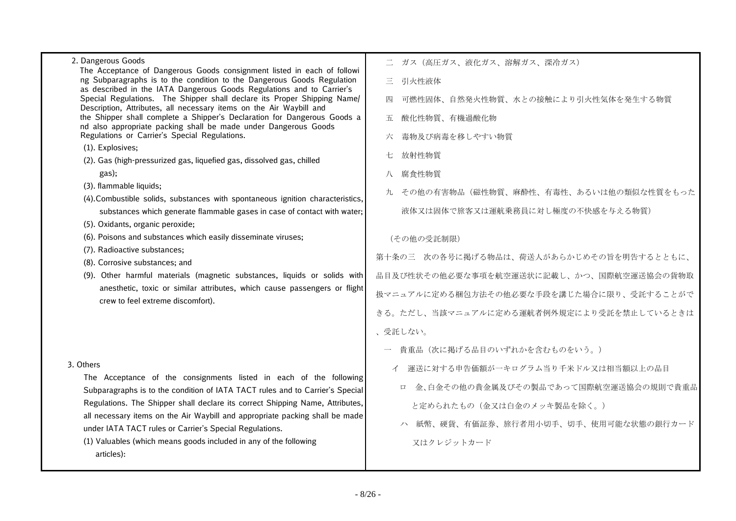2. Dangerous Goods

The Acceptance of Dangerous Goods consignment listed in each of following Subparagraphs is to the condition to the Dangerous Goods Regulation as described in the IATA Dangerous Goods Regulations and to Carrier's Special Regulations. The Shipper shall declare its Proper Shipping Name/ Description, Attributes, all necessary items on the Air Waybill and the Shipper shall complete a Shipper's Declaration for Dangerous Goods and also appropriate packing shall be made under Dangerous Goods Regulations or Carrier's Special Regulations.

(1). Explosives;

(2). Gas (high-pressurized gas, liquefied gas, dissolved gas, chilled gas);

(3). flammable liquids;

(4).Combustible solids, substances with spontaneous ignition characteristics, substances which generate flammable gases in case of contact with water;

(5). Oxidants, organic peroxide;

(6). Poisons and substances which easily disseminate viruses;

(7). Radioactive substances;

(8). Corrosive substances; and

(9). Other harmful materials (magnetic substances, liquids or solids with anesthetic, toxic or similar attributes, which cause passengers or flight crew to feel extreme discomfort).

3. Others

The Acceptance of the consignments listed in each of the following Subparagraphs is to the condition of IATA TACT rules and to Carrier's Special Regulations. The Shipper shall declare its correct Shipping Name, Attributes, all necessary items on the Air Waybill and appropriate packing shall be made under IATA TACT rules or Carrier's Special Regulations.

(1) Valuables (which means goods included in any of the following articles):

二　ガス（高圧ガス、液化ガス、溶解ガス、深冷ガス）

三　引火性液体

四　可燃性固体、自然発火性物質、水との接触により引火性気体を発生する物質

五　酸化性物質、有機過酸化物

六　毒物及び病毒を移しやすい物質

七　放射性物質

八　腐食性物質

九　その他の有害物品（磁性物質、麻酔性、有毒性、あるいは他の類似な性質をもった液体又は固体で旅客又は運航乗務員に対し極度の不快感を与える物質）

（その他の受託制限）

第十条の三　次の各号に掲げる物品は、荷送人があらかじめその旨を明告するとともに、品目及び性状その他必要な事項を航空運送状に記載し、かつ、国際航空運送協会の貨物取扱マニュアルに定める梱包方法その他必要な手段を講じた場合に限り、受託することができる。ただし、当該マニュアルに定める運航者例外規定により受託を禁止しているときは、受託しない。

一　貴重品（次に掲げる品目のいずれかを含むものをいう。）

イ　運送に対する申告価額が一キログラム当り千米ドル又は相当額以上の品目

ロ　金、白金その他の貴金属及びその製品であって国際航空運送協会の規則で貴重品と定められたもの（金又は白金のメッキ製品を除く。）

ハ　紙幣、硬貨、有価証券、旅行者用小切手、切手、使用可能な状態の銀行カード又はクレジットカード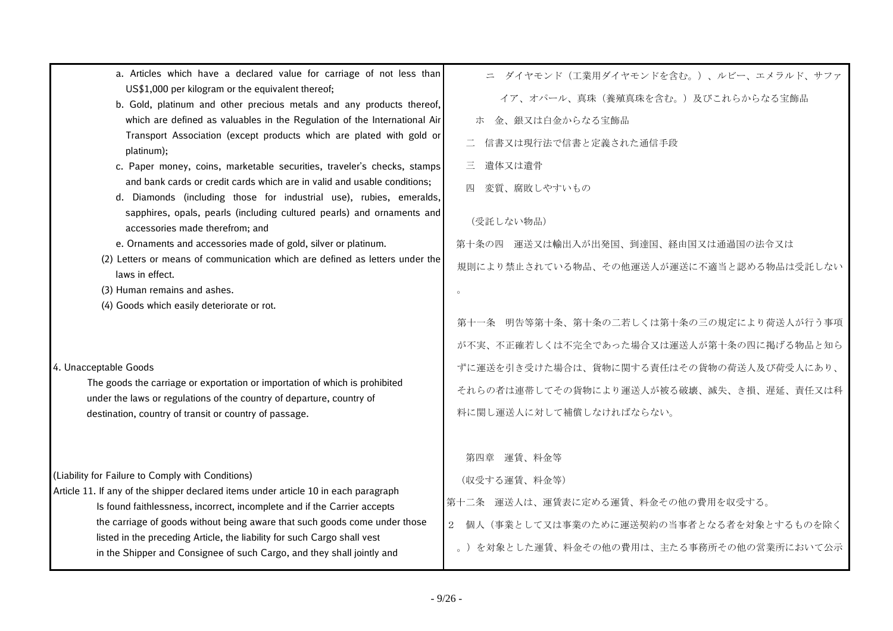| | |
|---|---|
| a. Articles which have a declared value for carriage of not less than US$1,000 per kilogram or the equivalent thereof;<br>b. Gold, platinum and other precious metals and any products thereof, which are defined as valuables in the Regulation of the International Air Transport Association (except products which are plated with gold or platinum);<br>c. Paper money, coins, marketable securities, traveler's checks, stamps and bank cards or credit cards which are in valid and usable conditions;<br>d. Diamonds (including those for industrial use), rubies, emeralds, sapphires, opals, pearls (including cultured pearls) and ornaments and accessories made therefrom; and<br>e. Ornaments and accessories made of gold, silver or platinum.<br>(2) Letters or means of communication which are defined as letters under the laws in effect.<br>(3) Human remains and ashes.<br>(4) Goods which easily deteriorate or rot. | ニ　ダイヤモンド（工業用ダイヤモンドを含む。）、ルビー、エメラルド、サファイア、オパール、真珠（養殖真珠を含む。）及びこれらからなる宝飾品<br>ホ　金、銀又は白金からなる宝飾品<br>二　信書又は現行法で信書と定義された通信手段<br>三　遺体又は遺骨<br>四　変質、腐敗しやすいもの |
| 4. Unacceptable Goods<br>The goods the carriage or exportation or importation of which is prohibited under the laws or regulations of the country of departure, country of destination, country of transit or country of passage. | （受託しない物品）<br>第十条の四　運送又は輸出入が出発国、到達国、経由国又は通過国の法令又は規則により禁止されている物品、その他運送人が運送に不適当と認める物品は受託しない。 |
| (Liability for Failure to Comply with Conditions)<br>Article 11. If any of the shipper declared items under article 10 in each paragraph Is found faithlessness, incorrect, incomplete and if the Carrier accepts the carriage of goods without being aware that such goods come under those listed in the preceding Article, the liability for such Cargo shall vest in the Shipper and Consignee of such Cargo, and they shall jointly and | 第十一条　明告等第十条、第十条の二若しくは第十条の三の規定により荷送人が行う事項が不実、不正確若しくは不完全であった場合又は運送人が第十条の四に掲げる物品と知らずに運送を引き受けた場合は、貨物に関する責任はその貨物の荷送人及び荷受人にあり、それらの者は連帯してその貨物により運送人が被る破壊、滅失、き損、遅延、責任又は科料に関し運送人に対して補償しなければならない。<br><br>第四章　運賃、料金等<br>（収受する運賃、料金等）<br>第十二条　運送人は、運賃表に定める運賃、料金その他の費用を収受する。<br>２　個人（事業として又は事業のために運送契約の当事者となる者を対象とするものを除く。）を対象とした運賃、料金その他の費用は、主たる事務所その他の営業所において公示 |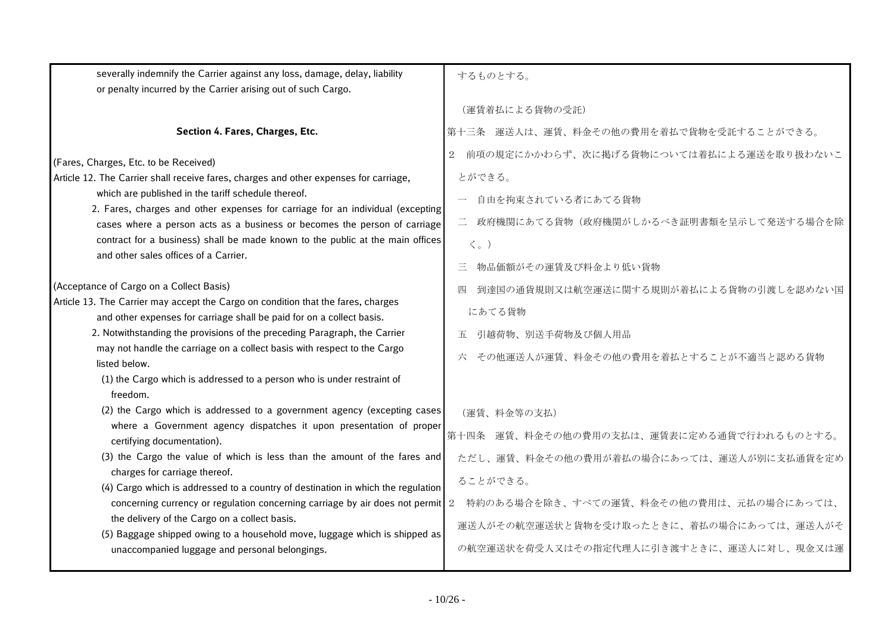| | |
|---|---|
| severally indemnify the Carrier against any loss, damage, delay, liability or penalty incurred by the Carrier arising out of such Cargo. | するものとする。 |
| **Section 4. Fares, Charges, Etc.** | |
| (Fares, Charges, Etc. to be Received)<br>Article 12. The Carrier shall receive fares, charges and other expenses for carriage, which are published in the tariff schedule thereof.<br>2. Fares, charges and other expenses for carriage for an individual (excepting cases where a person acts as a business or becomes the person of carriage contract for a business) shall be made known to the public at the main offices and other sales offices of a Carrier. | |
| (Acceptance of Cargo on a Collect Basis)<br>Article 13. The Carrier may accept the Cargo on condition that the fares, charges and other expenses for carriage shall be paid for on a collect basis.<br>2. Notwithstanding the provisions of the preceding Paragraph, the Carrier may not handle the carriage on a collect basis with respect to the Cargo listed below.<br>(1) the Cargo which is addressed to a person who is under restraint of freedom.<br>(2) the Cargo which is addressed to a government agency (excepting cases where a Government agency dispatches it upon presentation of proper certifying documentation).<br>(3) the Cargo the value of which is less than the amount of the fares and charges for carriage thereof.<br>(4) Cargo which is addressed to a country of destination in which the regulation concerning currency or regulation concerning carriage by air does not permit the delivery of the Cargo on a collect basis.<br>(5) Baggage shipped owing to a household move, luggage which is shipped as unaccompanied luggage and personal belongings. | （運賃着払による貨物の受託）<br>第十三条　運送人は、運賃、料金その他の費用を着払で貨物を受託することができる。<br>２　前項の規定にかかわらず、次に掲げる貨物については着払による運送を取り扱わないことができる。<br>一　自由を拘束されている者にあてる貨物<br>二　政府機関にあてる貨物（政府機関がしかるべき証明書類を呈示して発送する場合を除く。）<br>三　物品価額がその運賃及び料金より低い貨物<br>四　到達国の通貨規則又は航空運送に関する規則が着払による貨物の引渡しを認めない国にあてる貨物<br>五　引越荷物、別送手荷物及び個人用品<br>六　その他運送人が運賃、料金その他の費用を着払とすることが不適当と認める貨物 |
| | （運賃、料金等の支払）<br>第十四条　運賃、料金その他の費用の支払は、運賃表に定める通貨で行われるものとする。ただし、運賃、料金その他の費用が着払の場合にあっては、運送人が別に支払通貨を定めることができる。<br>２　特約のある場合を除き、すべての運賃、料金その他の費用は、元払の場合にあっては、運送人がその航空運送状と貨物を受け取ったときに、着払の場合にあっては、運送人がその航空運送状を荷受人又はその指定代理人に引き渡すときに、運送人に対し、現金又は運 |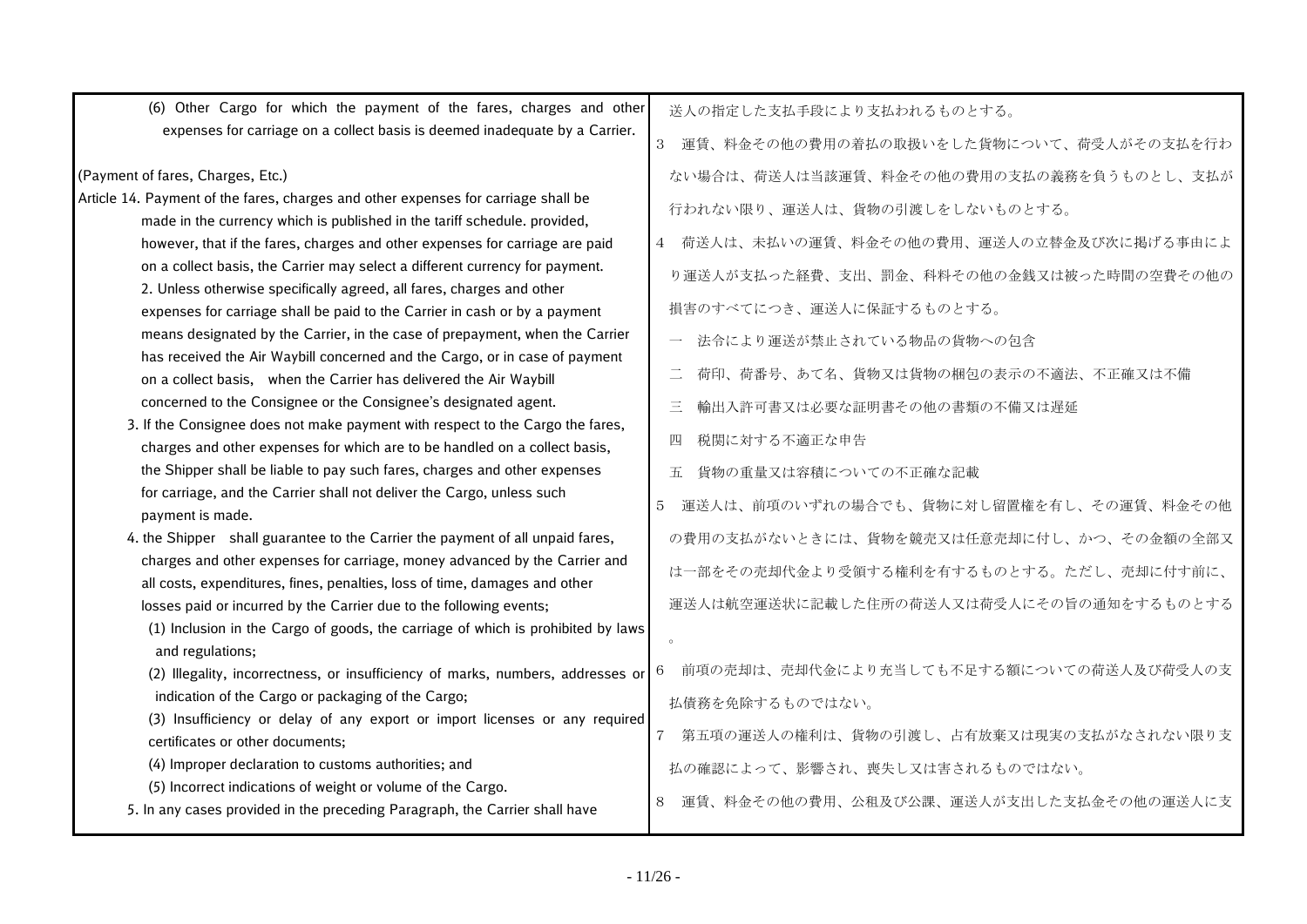(6) Other Cargo for which the payment of the fares, charges and other expenses for carriage on a collect basis is deemed inadequate by a Carrier.

(Payment of fares, Charges, Etc.)

Article 14. Payment of the fares, charges and other expenses for carriage shall be made in the currency which is published in the tariff schedule. provided, however, that if the fares, charges and other expenses for carriage are paid on a collect basis, the Carrier may select a different currency for payment.

2. Unless otherwise specifically agreed, all fares, charges and other expenses for carriage shall be paid to the Carrier in cash or by a payment means designated by the Carrier, in the case of prepayment, when the Carrier has received the Air Waybill concerned and the Cargo, or in case of payment on a collect basis, when the Carrier has delivered the Air Waybill concerned to the Consignee or the Consignee's designated agent.

3. If the Consignee does not make payment with respect to the Cargo the fares, charges and other expenses for which are to be handled on a collect basis, the Shipper shall be liable to pay such fares, charges and other expenses for carriage, and the Carrier shall not deliver the Cargo, unless such payment is made.

4. the Shipper shall guarantee to the Carrier the payment of all unpaid fares, charges and other expenses for carriage, money advanced by the Carrier and all costs, expenditures, fines, penalties, loss of time, damages and other losses paid or incurred by the Carrier due to the following events;

(1) Inclusion in the Cargo of goods, the carriage of which is prohibited by laws and regulations;

(2) Illegality, incorrectness, or insufficiency of marks, numbers, addresses or indication of the Cargo or packaging of the Cargo;

(3) Insufficiency or delay of any export or import licenses or any required certificates or other documents;

(4) Improper declaration to customs authorities; and

(5) Incorrect indications of weight or volume of the Cargo.

5. In any cases provided in the preceding Paragraph, the Carrier shall have

送人の指定した支払手段により支払われるものとする。

3　運賃、料金その他の費用の着払の取扱いをした貨物について、荷受人がその支払を行わない場合は、荷送人は当該運賃、料金その他の費用の支払の義務を負うものとし、支払が行われない限り、運送人は、貨物の引渡しをしないものとする。

4　荷送人は、未払いの運賃、料金その他の費用、運送人の立替金及び次に掲げる事由により運送人が支払った経費、支出、罰金、科料その他の金銭又は被った時間の空費その他の損害のすべてにつき、運送人に保証するものとする。

一　法令により運送が禁止されている物品の貨物への包含

二　荷印、荷番号、あて名、貨物又は貨物の梱包の表示の不適法、不正確又は不備

三　輸出入許可書又は必要な証明書その他の書類の不備又は遅延

四　税関に対する不適正な申告

五　貨物の重量又は容積についての不正確な記載

5　運送人は、前項のいずれの場合でも、貨物に対し留置権を有し、その運賃、料金その他の費用の支払がないときには、貨物を競売又は任意売却に付し、かつ、その金額の全部又は一部をその売却代金より受領する権利を有するものとする。ただし、売却に付す前に、運送人は航空運送状に記載した住所の荷送人又は荷受人にその旨の通知をするものとする。

6　前項の売却は、売却代金により充当しても不足する額についての荷送人及び荷受人の支払債務を免除するものではない。

7　第五項の運送人の権利は、貨物の引渡し、占有放棄又は現実の支払がなされない限り支払の確認によって、影響され、喪失し又は害されるものではない。

8　運賃、料金その他の費用、公租及び公課、運送人が支出した支払金その他の運送人に支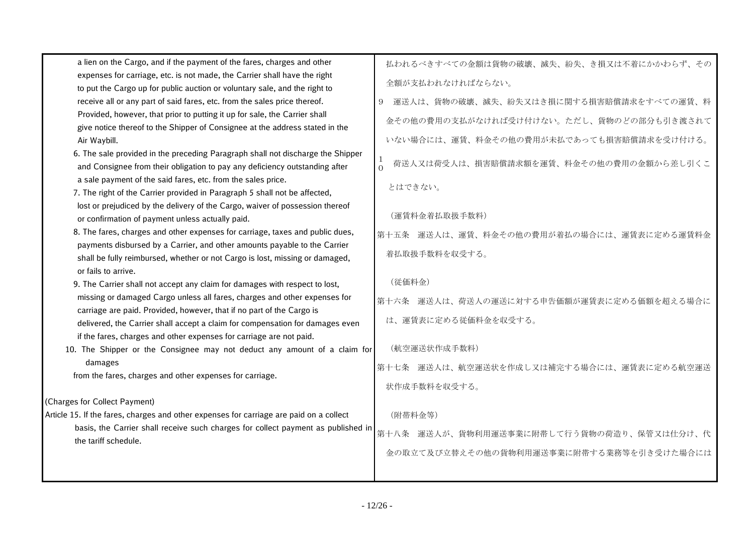a lien on the Cargo, and if the payment of the fares, charges and other expenses for carriage, etc. is not made, the Carrier shall have the right to put the Cargo up for public auction or voluntary sale, and the right to receive all or any part of said fares, etc. from the sales price thereof. Provided, however, that prior to putting it up for sale, the Carrier shall give notice thereof to the Shipper of Consignee at the address stated in the Air Waybill.

6. The sale provided in the preceding Paragraph shall not discharge the Shipper and Consignee from their obligation to pay any deficiency outstanding after a sale payment of the said fares, etc. from the sales price.

7. The right of the Carrier provided in Paragraph 5 shall not be affected, lost or prejudiced by the delivery of the Cargo, waiver of possession thereof or confirmation of payment unless actually paid.

8. The fares, charges and other expenses for carriage, taxes and public dues, payments disbursed by a Carrier, and other amounts payable to the Carrier shall be fully reimbursed, whether or not Cargo is lost, missing or damaged, or fails to arrive.

9. The Carrier shall not accept any claim for damages with respect to lost, missing or damaged Cargo unless all fares, charges and other expenses for carriage are paid. Provided, however, that if no part of the Cargo is delivered, the Carrier shall accept a claim for compensation for damages even if the fares, charges and other expenses for carriage are not paid.

10. The Shipper or the Consignee may not deduct any amount of a claim for damages from the fares, charges and other expenses for carriage.

(Charges for Collect Payment)

Article 15. If the fares, charges and other expenses for carriage are paid on a collect basis, the Carrier shall receive such charges for collect payment as published in the tariff schedule.

払われるべきすべての金額は貨物の破壊、滅失、紛失、き損又は不着にかかわらず、その全額が支払われなければならない。

9　運送人は、貨物の破壊、滅失、紛失又はき損に関する損害賠償請求をすべての運賃、料金その他の費用の支払がなければ受け付けない。ただし、貨物のどの部分も引き渡されていない場合には、運賃、料金その他の費用が未払であっても損害賠償請求を受け付ける。

10　荷送人又は荷受人は、損害賠償請求額を運賃、料金その他の費用の金額から差し引くことはできない。

（運賃料金着払取扱手数料）

第十五条　運送人は、運賃、料金その他の費用が着払の場合には、運賃表に定める運賃料金着払取扱手数料を収受する。

（従価料金）

第十六条　運送人は、荷送人の運送に対する申告価額が運賃表に定める価額を超える場合には、運賃表に定める従価料金を収受する。

（航空運送状作成手数料）

第十七条　運送人は、航空運送状を作成し又は補完する場合には、運賃表に定める航空運送状作成手数料を収受する。

（附帯料金等）

第十八条　運送人が、貨物利用運送事業に附帯して行う貨物の荷造り、保管又は仕分け、代金の取立て及び立替えその他の貨物利用運送事業に附帯する業務等を引き受けた場合には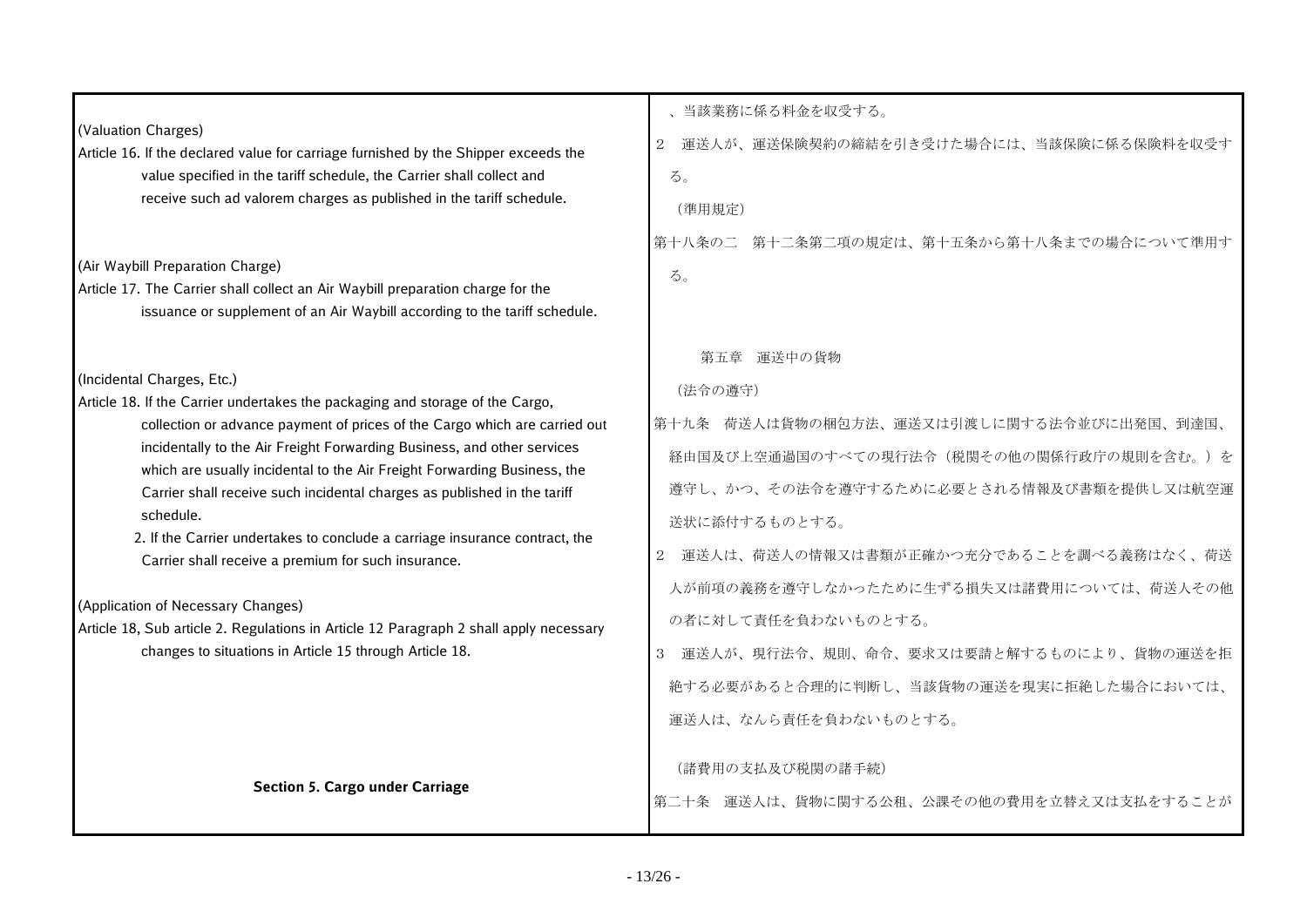(Valuation Charges)

Article 16. If the declared value for carriage furnished by the Shipper exceeds the value specified in the tariff schedule, the Carrier shall collect and receive such ad valorem charges as published in the tariff schedule.

(Air Waybill Preparation Charge)

Article 17. The Carrier shall collect an Air Waybill preparation charge for the issuance or supplement of an Air Waybill according to the tariff schedule.

(Incidental Charges, Etc.)

Article 18. If the Carrier undertakes the packaging and storage of the Cargo, collection or advance payment of prices of the Cargo which are carried out incidentally to the Air Freight Forwarding Business, and other services which are usually incidental to the Air Freight Forwarding Business, the Carrier shall receive such incidental charges as published in the tariff schedule.

2. If the Carrier undertakes to conclude a carriage insurance contract, the Carrier shall receive a premium for such insurance.

(Application of Necessary Changes)

Article 18, Sub article 2. Regulations in Article 12 Paragraph 2 shall apply necessary changes to situations in Article 15 through Article 18.

## Section 5. Cargo under Carriage

、当該業務に係る料金を収受する。

２　運送人が、運送保険契約の締結を引き受けた場合には、当該保険に係る保険料を収受する。

（準用規定）

第十八条の二　第十二条第二項の規定は、第十五条から第十八条までの場合について準用する。

## 第五章　運送中の貨物

（法令の遵守）

第十九条　荷送人は貨物の梱包方法、運送又は引渡しに関する法令並びに出発国、到達国、経由国及び上空通過国のすべての現行法令（税関その他の関係行政庁の規則を含む。）を遵守し、かつ、その法令を遵守するために必要とされる情報及び書類を提供し又は航空運送状に添付するものとする。

２　運送人は、荷送人の情報又は書類が正確かつ充分であることを調べる義務はなく、荷送人が前項の義務を遵守しなかったために生ずる損失又は諸費用については、荷送人その他の者に対して責任を負わないものとする。

３　運送人が、現行法令、規則、命令、要求又は要請と解するものにより、貨物の運送を拒絶する必要があると合理的に判断し、当該貨物の運送を現実に拒絶した場合においては、運送人は、なんら責任を負わないものとする。

（諸費用の支払及び税関の諸手続）

第二十条　運送人は、貨物に関する公租、公課その他の費用を立替え又は支払をすることが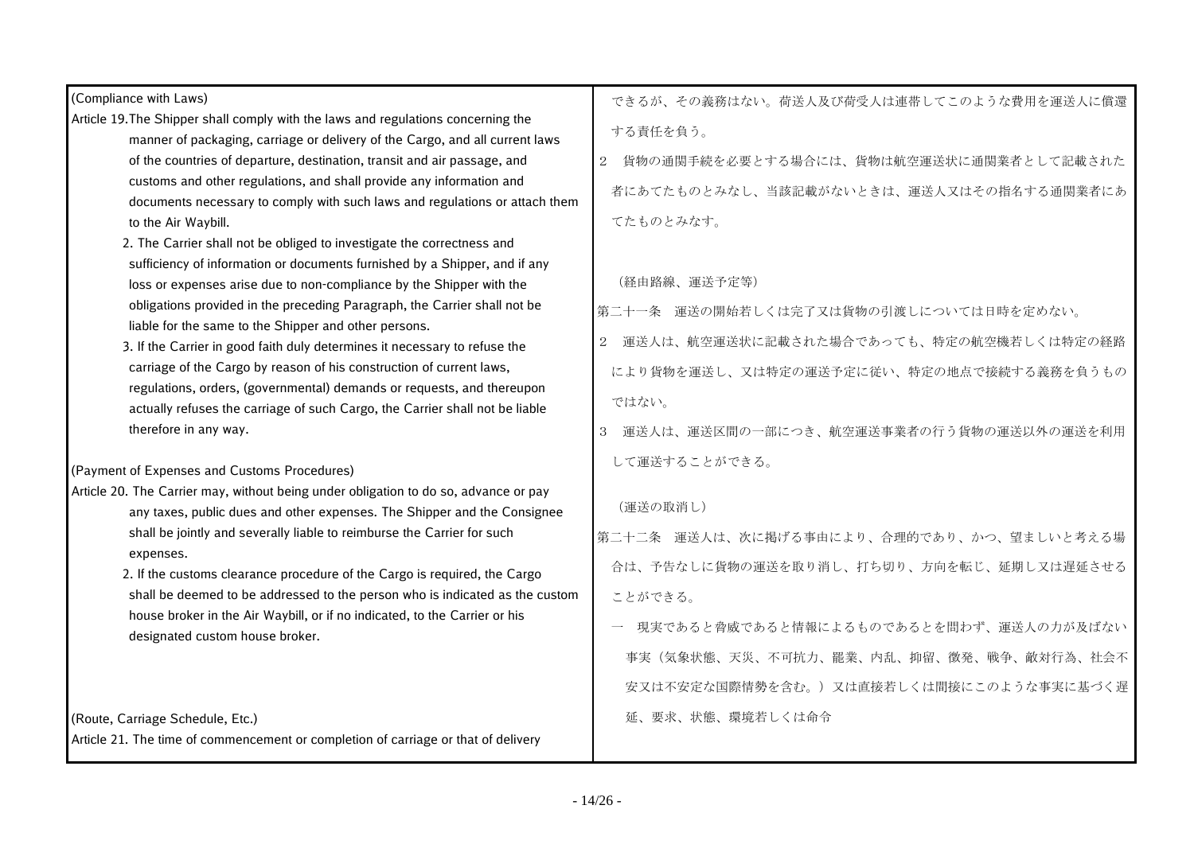(Compliance with Laws)

Article 19.The Shipper shall comply with the laws and regulations concerning the manner of packaging, carriage or delivery of the Cargo, and all current laws of the countries of departure, destination, transit and air passage, and customs and other regulations, and shall provide any information and documents necessary to comply with such laws and regulations or attach them to the Air Waybill.

2. The Carrier shall not be obliged to investigate the correctness and sufficiency of information or documents furnished by a Shipper, and if any loss or expenses arise due to non-compliance by the Shipper with the obligations provided in the preceding Paragraph, the Carrier shall not be liable for the same to the Shipper and other persons.

3. If the Carrier in good faith duly determines it necessary to refuse the carriage of the Cargo by reason of his construction of current laws, regulations, orders, (governmental) demands or requests, and thereupon actually refuses the carriage of such Cargo, the Carrier shall not be liable therefore in any way.

(Payment of Expenses and Customs Procedures)

Article 20. The Carrier may, without being under obligation to do so, advance or pay any taxes, public dues and other expenses. The Shipper and the Consignee shall be jointly and severally liable to reimburse the Carrier for such expenses.

2. If the customs clearance procedure of the Cargo is required, the Cargo shall be deemed to be addressed to the person who is indicated as the custom house broker in the Air Waybill, or if no indicated, to the Carrier or his designated custom house broker.

(Route, Carriage Schedule, Etc.)

Article 21. The time of commencement or completion of carriage or that of delivery

できるが、その義務はない。荷送人及び荷受人は連帯してこのような費用を運送人に償還する責任を負う。

2　貨物の通関手続を必要とする場合には、貨物は航空運送状に通関業者として記載された者にあてたものとみなし、当該記載がないときは、運送人又はその指名する通関業者にあてたものとみなす。

（経由路線、運送予定等）

第二十一条　運送の開始若しくは完了又は貨物の引渡しについては日時を定めない。

2　運送人は、航空運送状に記載された場合であっても、特定の航空機若しくは特定の経路により貨物を運送し、又は特定の運送予定に従い、特定の地点で接続する義務を負うものではない。

3　運送人は、運送区間の一部につき、航空運送事業者の行う貨物の運送以外の運送を利用して運送することができる。

（運送の取消し）

第二十二条　運送人は、次に掲げる事由により、合理的であり、かつ、望ましいと考える場合は、予告なしに貨物の運送を取り消し、打ち切り、方向を転じ、延期し又は遅延させることができる。

一　現実であると脅威であると情報によるものであるとを問わず、運送人の力が及ばない事実（気象状態、天災、不可抗力、罷業、内乱、抑留、徴発、戦争、敵対行為、社会不安又は不安定な国際情勢を含む。）又は直接若しくは間接にこのような事実に基づく遅延、要求、状態、環境若しくは命令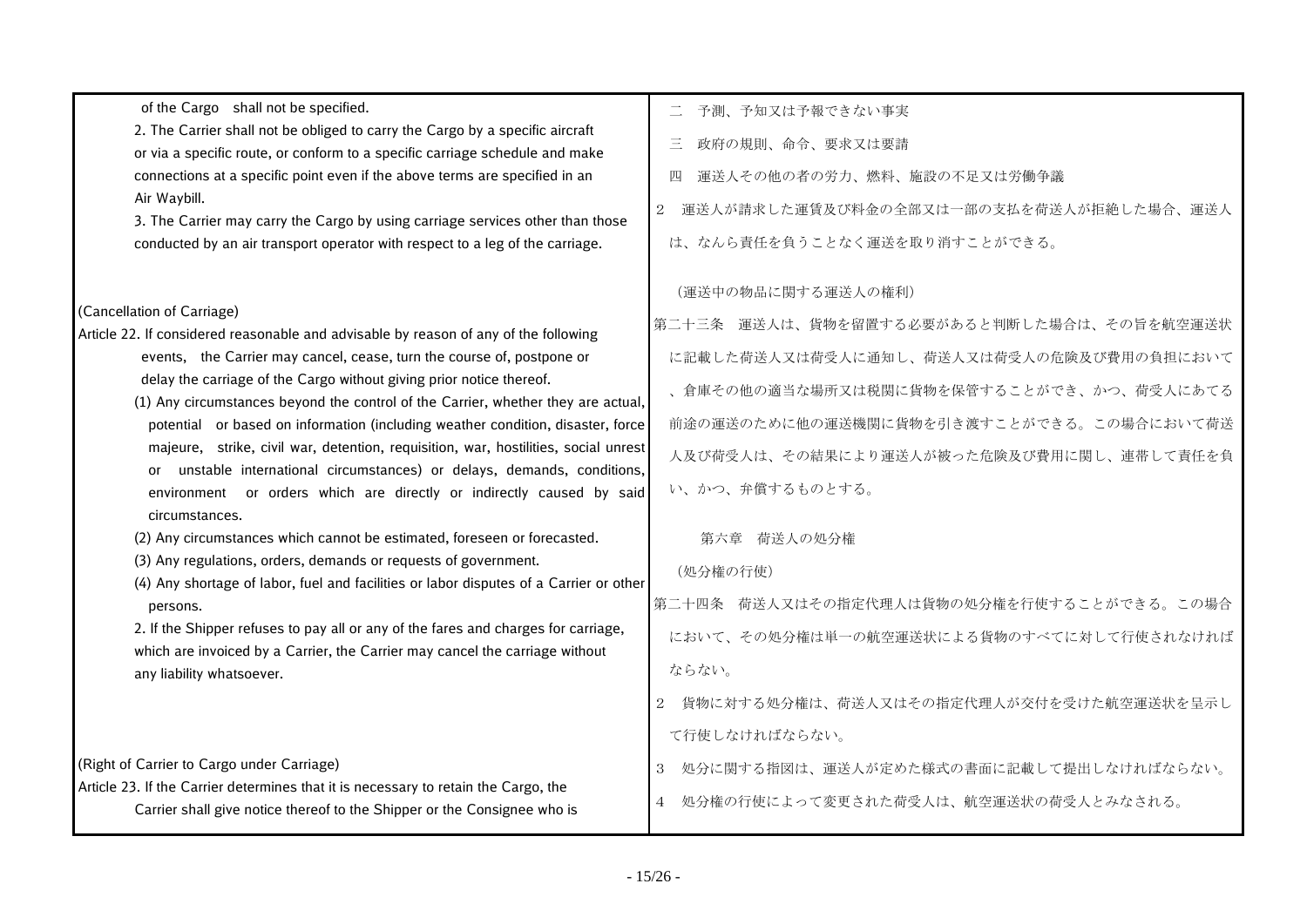of the Cargo shall not be specified.

2. The Carrier shall not be obliged to carry the Cargo by a specific aircraft or via a specific route, or conform to a specific carriage schedule and make connections at a specific point even if the above terms are specified in an Air Waybill.

3. The Carrier may carry the Cargo by using carriage services other than those conducted by an air transport operator with respect to a leg of the carriage.

(Cancellation of Carriage)

Article 22. If considered reasonable and advisable by reason of any of the following events, the Carrier may cancel, cease, turn the course of, postpone or delay the carriage of the Cargo without giving prior notice thereof.

(1) Any circumstances beyond the control of the Carrier, whether they are actual, potential or based on information (including weather condition, disaster, force majeure, strike, civil war, detention, requisition, war, hostilities, social unrest or unstable international circumstances) or delays, demands, conditions, environment or orders which are directly or indirectly caused by said circumstances.

(2) Any circumstances which cannot be estimated, foreseen or forecasted.

(3) Any regulations, orders, demands or requests of government.

(4) Any shortage of labor, fuel and facilities or labor disputes of a Carrier or other persons.

2. If the Shipper refuses to pay all or any of the fares and charges for carriage, which are invoiced by a Carrier, the Carrier may cancel the carriage without any liability whatsoever.

(Right of Carrier to Cargo under Carriage)

Article 23. If the Carrier determines that it is necessary to retain the Cargo, the Carrier shall give notice thereof to the Shipper or the Consignee who is

二　予測、予知又は予報できない事実

三　政府の規則、命令、要求又は要請

四　運送人その他の者の労力、燃料、施設の不足又は労働争議

2　運送人が請求した運賃及び料金の全部又は一部の支払を荷送人が拒絶した場合、運送人は、なんら責任を負うことなく運送を取り消すことができる。

（運送中の物品に関する運送人の権利）

第二十三条　運送人は、貨物を留置する必要があると判断した場合は、その旨を航空運送状に記載した荷送人又は荷受人に通知し、荷送人又は荷受人の危険及び費用の負担において、倉庫その他の適当な場所又は税関に貨物を保管することができ、かつ、荷受人にあてる前途の運送のために他の運送機関に貨物を引き渡すことができる。この場合において荷送人及び荷受人は、その結果により運送人が被った危険及び費用に関し、連帯して責任を負い、かつ、弁償するものとする。

第六章　荷送人の処分権

（処分権の行使）

第二十四条　荷送人又はその指定代理人は貨物の処分権を行使することができる。この場合において、その処分権は単一の航空運送状による貨物のすべてに対して行使されなければならない。

2　貨物に対する処分権は、荷送人又はその指定代理人が交付を受けた航空運送状を呈示して行使しなければならない。

3　処分に関する指図は、運送人が定めた様式の書面に記載して提出しなければならない。

4　処分権の行使によって変更された荷受人は、航空運送状の荷受人とみなされる。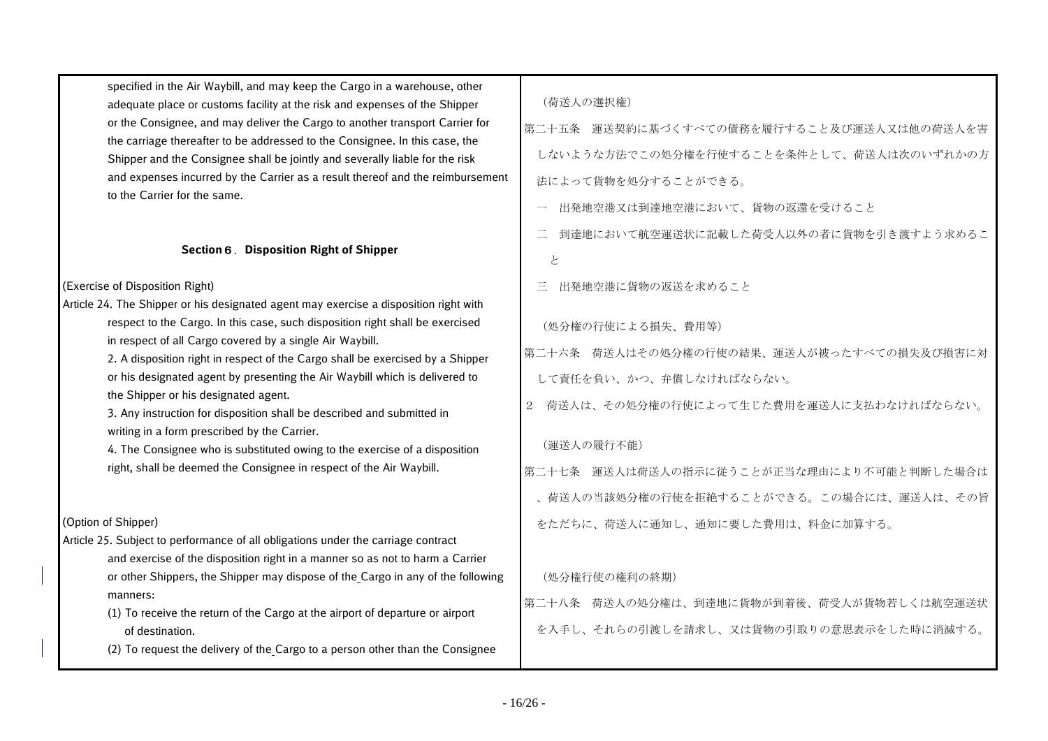specified in the Air Waybill, and may keep the Cargo in a warehouse, other adequate place or customs facility at the risk and expenses of the Shipper or the Consignee, and may deliver the Cargo to another transport Carrier for the carriage thereafter to be addressed to the Consignee. In this case, the Shipper and the Consignee shall be jointly and severally liable for the risk and expenses incurred by the Carrier as a result thereof and the reimbursement to the Carrier for the same.

### Section６．Disposition Right of Shipper

(Exercise of Disposition Right)

Article 24. The Shipper or his designated agent may exercise a disposition right with respect to the Cargo. In this case, such disposition right shall be exercised in respect of all Cargo covered by a single Air Waybill.

2. A disposition right in respect of the Cargo shall be exercised by a Shipper or his designated agent by presenting the Air Waybill which is delivered to the Shipper or his designated agent.

3. Any instruction for disposition shall be described and submitted in writing in a form prescribed by the Carrier.

4. The Consignee who is substituted owing to the exercise of a disposition right, shall be deemed the Consignee in respect of the Air Waybill.

(Option of Shipper)

Article 25. Subject to performance of all obligations under the carriage contract and exercise of the disposition right in a manner so as not to harm a Carrier or other Shippers, the Shipper may dispose of the Cargo in any of the following manners:

(1) To receive the return of the Cargo at the airport of departure or airport of destination.

(2) To request the delivery of the Cargo to a person other than the Consignee

（荷送人の選択権）

第二十五条　運送契約に基づくすべての債務を履行すること及び運送人又は他の荷送人を害しないような方法でこの処分権を行使することを条件として、荷送人は次のいずれかの方法によって貨物を処分することができる。

一　出発地空港又は到達地空港において、貨物の返還を受けること

二　到達地において航空運送状に記載した荷受人以外の者に貨物を引き渡すよう求めること

三　出発地空港に貨物の返送を求めること

（処分権の行使による損失、費用等）

第二十六条　荷送人はその処分権の行使の結果、運送人が被ったすべての損失及び損害に対して責任を負い、かつ、弁償しなければならない。

2　荷送人は、その処分権の行使によって生じた費用を運送人に支払わなければならない。

（運送人の履行不能）

第二十七条　運送人は荷送人の指示に従うことが正当な理由により不可能と判断した場合は、荷送人の当該処分権の行使を拒絶することができる。この場合には、運送人は、その旨をただちに、荷送人に通知し、通知に要した費用は、料金に加算する。

（処分権行使の権利の終期）

第二十八条　荷送人の処分権は、到達地に貨物が到着後、荷受人が貨物若しくは航空運送状を入手し、それらの引渡しを請求し、又は貨物の引取りの意思表示をした時に消滅する。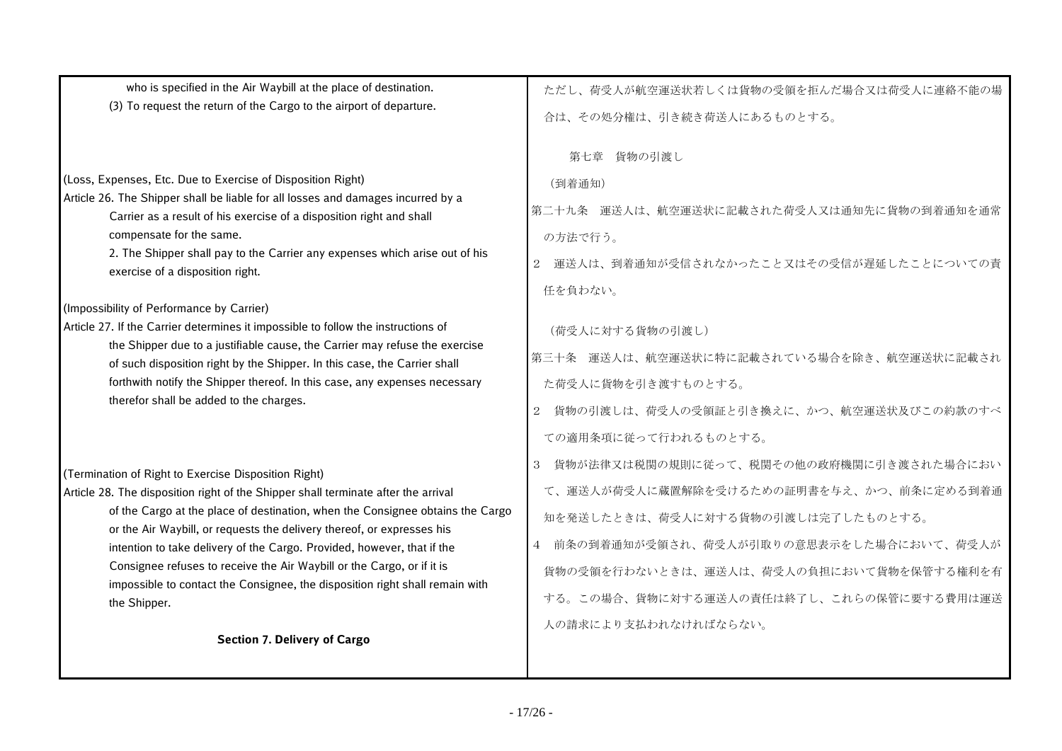who is specified in the Air Waybill at the place of destination.

(3) To request the return of the Cargo to the airport of departure.

(Loss, Expenses, Etc. Due to Exercise of Disposition Right)

Article 26. The Shipper shall be liable for all losses and damages incurred by a Carrier as a result of his exercise of a disposition right and shall compensate for the same.

2. The Shipper shall pay to the Carrier any expenses which arise out of his exercise of a disposition right.

(Impossibility of Performance by Carrier)

Article 27. If the Carrier determines it impossible to follow the instructions of the Shipper due to a justifiable cause, the Carrier may refuse the exercise of such disposition right by the Shipper. In this case, the Carrier shall forthwith notify the Shipper thereof. In this case, any expenses necessary therefor shall be added to the charges.

(Termination of Right to Exercise Disposition Right)

Article 28. The disposition right of the Shipper shall terminate after the arrival of the Cargo at the place of destination, when the Consignee obtains the Cargo or the Air Waybill, or requests the delivery thereof, or expresses his intention to take delivery of the Cargo. Provided, however, that if the Consignee refuses to receive the Air Waybill or the Cargo, or if it is impossible to contact the Consignee, the disposition right shall remain with the Shipper.

**Section 7. Delivery of Cargo**

ただし、荷受人が航空運送状若しくは貨物の受領を拒んだ場合又は荷受人に連絡不能の場合は、その処分権は、引き続き荷送人にあるものとする。

第七章　貨物の引渡し

（到着通知）

第二十九条　運送人は、航空運送状に記載された荷受人又は通知先に貨物の到着通知を通常の方法で行う。

２　運送人は、到着通知が受信されなかったこと又はその受信が遅延したことについての責任を負わない。

（荷受人に対する貨物の引渡し）

第三十条　運送人は、航空運送状に特に記載されている場合を除き、航空運送状に記載された荷受人に貨物を引き渡すものとする。

２　貨物の引渡しは、荷受人の受領証と引き換えに、かつ、航空運送状及びこの約款のすべての適用条項に従って行われるものとする。

３　貨物が法律又は税関の規則に従って、税関その他の政府機関に引き渡された場合において、運送人が荷受人に蔵置解除を受けるための証明書を与え、かつ、前条に定める到着通知を発送したときは、荷受人に対する貨物の引渡しは完了したものとする。

４　前条の到着通知が受領され、荷受人が引取りの意思表示をした場合において、荷受人が貨物の受領を行わないときは、運送人は、荷受人の負担において貨物を保管する権利を有する。この場合、貨物に対する運送人の責任は終了し、これらの保管に要する費用は運送人の請求により支払われなければならない。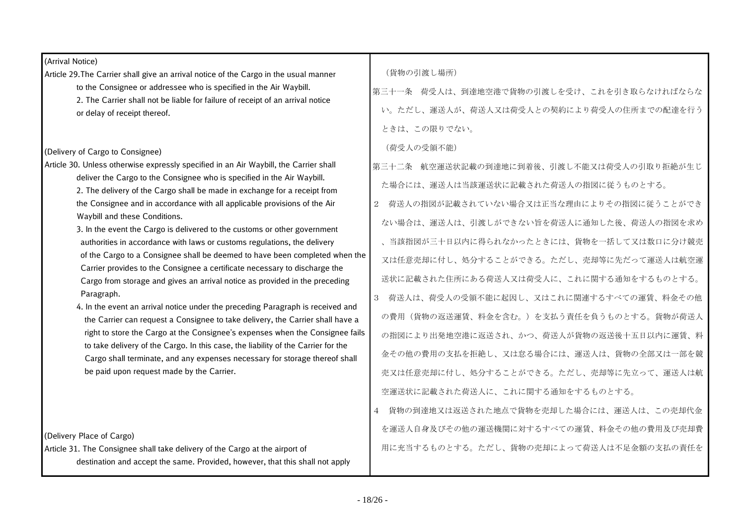(Arrival Notice)

Article 29.The Carrier shall give an arrival notice of the Cargo in the usual manner to the Consignee or addressee who is specified in the Air Waybill.

2. The Carrier shall not be liable for failure of receipt of an arrival notice or delay of receipt thereof.

(Delivery of Cargo to Consignee)

Article 30. Unless otherwise expressly specified in an Air Waybill, the Carrier shall deliver the Cargo to the Consignee who is specified in the Air Waybill.

2. The delivery of the Cargo shall be made in exchange for a receipt from the Consignee and in accordance with all applicable provisions of the Air Waybill and these Conditions.

3. In the event the Cargo is delivered to the customs or other government authorities in accordance with laws or customs regulations, the delivery of the Cargo to a Consignee shall be deemed to have been completed when the Carrier provides to the Consignee a certificate necessary to discharge the Cargo from storage and gives an arrival notice as provided in the preceding Paragraph.

4. In the event an arrival notice under the preceding Paragraph is received and the Carrier can request a Consignee to take delivery, the Carrier shall have a right to store the Cargo at the Consignee's expenses when the Consignee fails to take delivery of the Cargo. In this case, the liability of the Carrier for the Cargo shall terminate, and any expenses necessary for storage thereof shall be paid upon request made by the Carrier.

(Delivery Place of Cargo)

Article 31. The Consignee shall take delivery of the Cargo at the airport of destination and accept the same. Provided, however, that this shall not apply

（貨物の引渡し場所）

第三十一条　荷受人は、到達地空港で貨物の引渡しを受け、これを引き取らなければならない。ただし、運送人が、荷送人又は荷受人との契約により荷受人の住所までの配達を行うときは、この限りでない。

（荷受人の受領不能）

第三十二条　航空運送状記載の到達地に到着後、引渡し不能又は荷受人の引取り拒絶が生じた場合には、運送人は当該運送状に記載された荷送人の指図に従うものとする。

2　荷送人の指図が記載されていない場合又は正当な理由によりその指図に従うことができない場合は、運送人は、引渡しができない旨を荷送人に通知した後、荷送人の指図を求め、当該指図が三十日以内に得られなかったときには、貨物を一括して又は数口に分け競売又は任意売却に付し、処分することができる。ただし、売却等に先だって運送人は航空運送状に記載された住所にある荷送人又は荷受人に、これに関する通知をするものとする。

3　荷送人は、荷受人の受領不能に起因し、又はこれに関連するすべての運賃、料金その他の費用（貨物の返送運賃、料金を含む。）を支払う責任を負うものとする。貨物が荷送人の指図により出発地空港に返送され、かつ、荷送人が貨物の返送後十五日以内に運賃、料金その他の費用の支払を拒絶し、又は怠る場合には、運送人は、貨物の全部又は一部を競売又は任意売却に付し、処分することができる。ただし、売却等に先立って、運送人は航空運送状に記載された荷送人に、これに関する通知をするものとする。

4　貨物の到達地又は返送された地点で貨物を売却した場合には、運送人は、この売却代金を運送人自身及びその他の運送機関に対するすべての運賃、料金その他の費用及び売却費用に充当するものとする。ただし、貨物の売却によって荷送人は不足金額の支払の責任を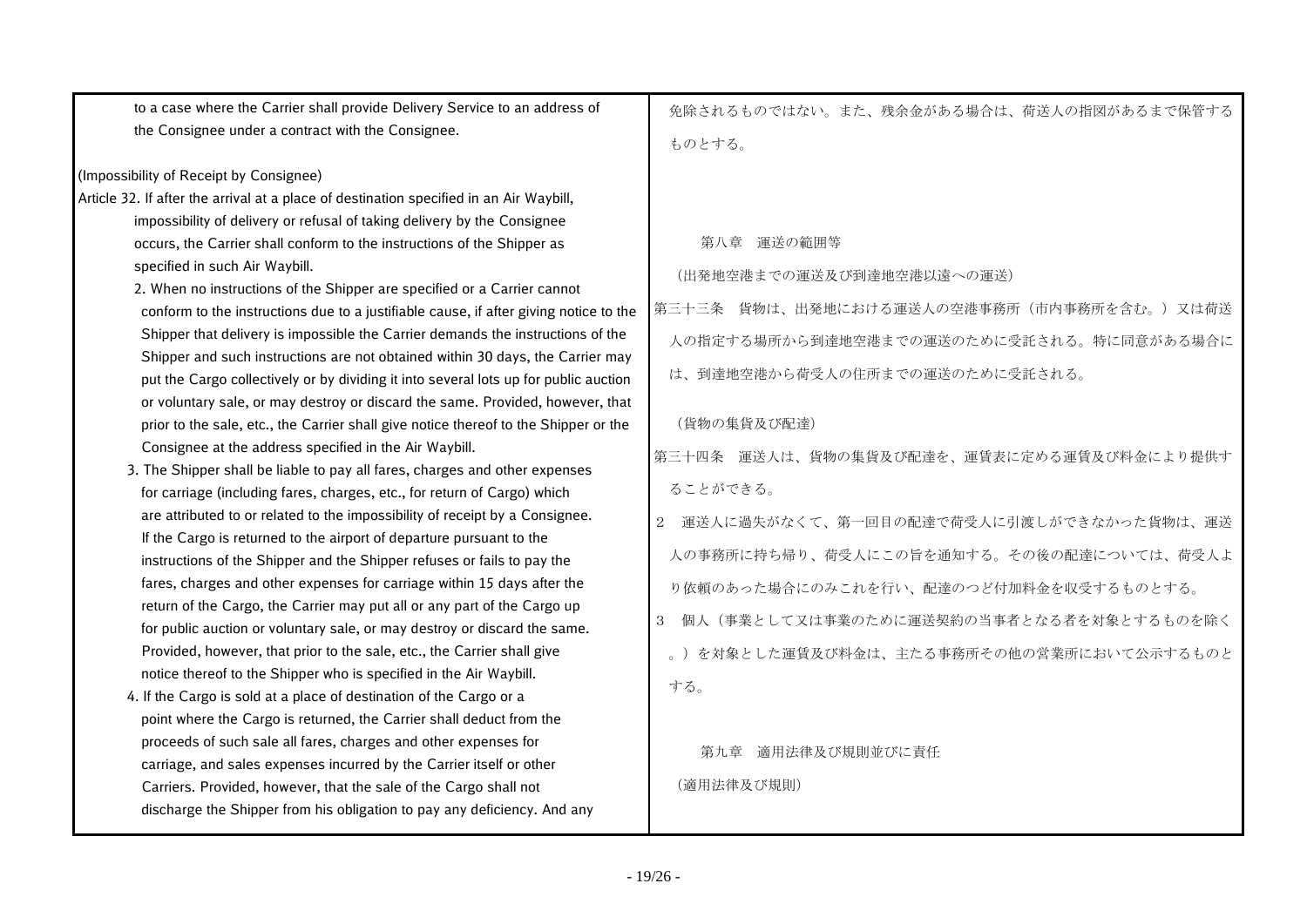to a case where the Carrier shall provide Delivery Service to an address of the Consignee under a contract with the Consignee.

(Impossibility of Receipt by Consignee)

Article 32. If after the arrival at a place of destination specified in an Air Waybill, impossibility of delivery or refusal of taking delivery by the Consignee occurs, the Carrier shall conform to the instructions of the Shipper as specified in such Air Waybill.

2. When no instructions of the Shipper are specified or a Carrier cannot conform to the instructions due to a justifiable cause, if after giving notice to the Shipper that delivery is impossible the Carrier demands the instructions of the Shipper and such instructions are not obtained within 30 days, the Carrier may put the Cargo collectively or by dividing it into several lots up for public auction or voluntary sale, or may destroy or discard the same. Provided, however, that prior to the sale, etc., the Carrier shall give notice thereof to the Shipper or the Consignee at the address specified in the Air Waybill.

3. The Shipper shall be liable to pay all fares, charges and other expenses for carriage (including fares, charges, etc., for return of Cargo) which are attributed to or related to the impossibility of receipt by a Consignee. If the Cargo is returned to the airport of departure pursuant to the instructions of the Shipper and the Shipper refuses or fails to pay the fares, charges and other expenses for carriage within 15 days after the return of the Cargo, the Carrier may put all or any part of the Cargo up for public auction or voluntary sale, or may destroy or discard the same. Provided, however, that prior to the sale, etc., the Carrier shall give notice thereof to the Shipper who is specified in the Air Waybill.

4. If the Cargo is sold at a place of destination of the Cargo or a point where the Cargo is returned, the Carrier shall deduct from the proceeds of such sale all fares, charges and other expenses for carriage, and sales expenses incurred by the Carrier itself or other Carriers. Provided, however, that the sale of the Cargo shall not discharge the Shipper from his obligation to pay any deficiency. And any

免除されるものではない。また、残余金がある場合は、荷送人の指図があるまで保管するものとする。

## 第八章　運送の範囲等

（出発地空港までの運送及び到達地空港以遠への運送）

第三十三条　貨物は、出発地における運送人の空港事務所（市内事務所を含む。）又は荷送人の指定する場所から到達地空港までの運送のために受託される。特に同意がある場合には、到達地空港から荷受人の住所までの運送のために受託される。

（貨物の集貨及び配達）

第三十四条　運送人は、貨物の集貨及び配達を、運賃表に定める運賃及び料金により提供することができる。

２　運送人に過失がなくて、第一回目の配達で荷受人に引渡しができなかった貨物は、運送人の事務所に持ち帰り、荷受人にこの旨を通知する。その後の配達については、荷受人より依頼のあった場合にのみこれを行い、配達のつど付加料金を収受するものとする。

３　個人（事業として又は事業のために運送契約の当事者となる者を対象とするものを除く。）を対象とした運賃及び料金は、主たる事務所その他の営業所において公示するものとする。

## 第九章　適用法律及び規則並びに責任

（適用法律及び規則）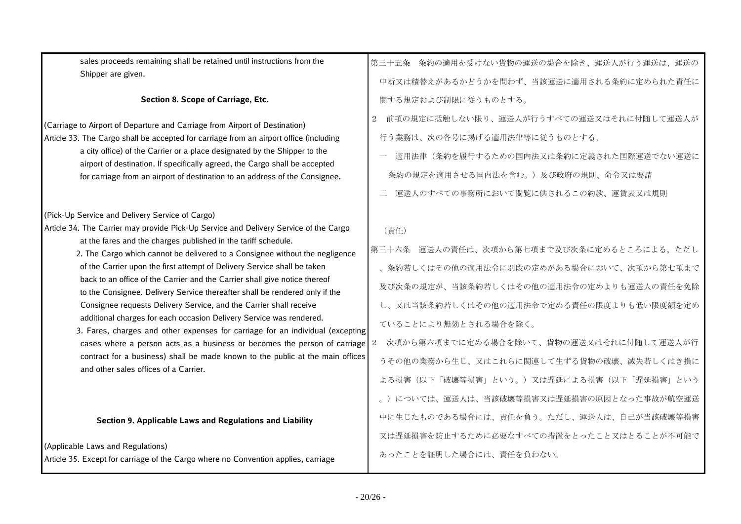sales proceeds remaining shall be retained until instructions from the Shipper are given.

### Section 8. Scope of Carriage, Etc.

(Carriage to Airport of Departure and Carriage from Airport of Destination)

Article 33. The Cargo shall be accepted for carriage from an airport office (including a city office) of the Carrier or a place designated by the Shipper to the airport of destination. If specifically agreed, the Cargo shall be accepted for carriage from an airport of destination to an address of the Consignee.

(Pick-Up Service and Delivery Service of Cargo)

Article 34. The Carrier may provide Pick-Up Service and Delivery Service of the Cargo at the fares and the charges published in the tariff schedule.

2. The Cargo which cannot be delivered to a Consignee without the negligence of the Carrier upon the first attempt of Delivery Service shall be taken back to an office of the Carrier and the Carrier shall give notice thereof to the Consignee. Delivery Service thereafter shall be rendered only if the Consignee requests Delivery Service, and the Carrier shall receive additional charges for each occasion Delivery Service was rendered.

3. Fares, charges and other expenses for carriage for an individual (excepting cases where a person acts as a business or becomes the person of carriage contract for a business) shall be made known to the public at the main offices and other sales offices of a Carrier.

### Section 9. Applicable Laws and Regulations and Liability

(Applicable Laws and Regulations)

Article 35. Except for carriage of the Cargo where no Convention applies, carriage

第三十五条　条約の適用を受けない貨物の運送の場合を除き、運送人が行う運送は、運送の中断又は積替えがあるかどうかを問わず、当該運送に適用される条約に定められた責任に関する規定および制限に従うものとする。

2　前項の規定に抵触しない限り、運送人が行うすべての運送又はそれに付随して運送人が行う業務は、次の各号に掲げる適用法律等に従うものとする。

一　適用法律（条約を履行するための国内法又は条約に定義された国際運送でない運送に条約の規定を適用させる国内法を含む。）及び政府の規則、命令又は要請

二　運送人のすべての事務所において閲覧に供されるこの約款、運賃表又は規則

（責任）

第三十六条　運送人の責任は、次項から第七項まで及び次条に定めるところによる。ただし、条約若しくはその他の適用法令に別段の定めがある場合において、次項から第七項まで及び次条の規定が、当該条約若しくはその他の適用法令の定めよりも運送人の責任を免除し、又は当該条約若しくはその他の適用法令で定める責任の限度よりも低い限度額を定めていることにより無効とされる場合を除く。

2　次項から第六項までに定める場合を除いて、貨物の運送又はそれに付随して運送人が行うその他の業務から生じ、又はこれらに関連して生ずる貨物の破壊、滅失若しくはき損による損害（以下「破壊等損害」という。）又は遅延による損害（以下「遅延損害」という。）については、運送人は、当該破壊等損害又は遅延損害の原因となった事故が航空運送中に生じたものである場合には、責任を負う。ただし、運送人は、自己が当該破壊等損害又は遅延損害を防止するために必要なすべての措置をとったこと又はとることが不可能であったことを証明した場合には、責任を負わない。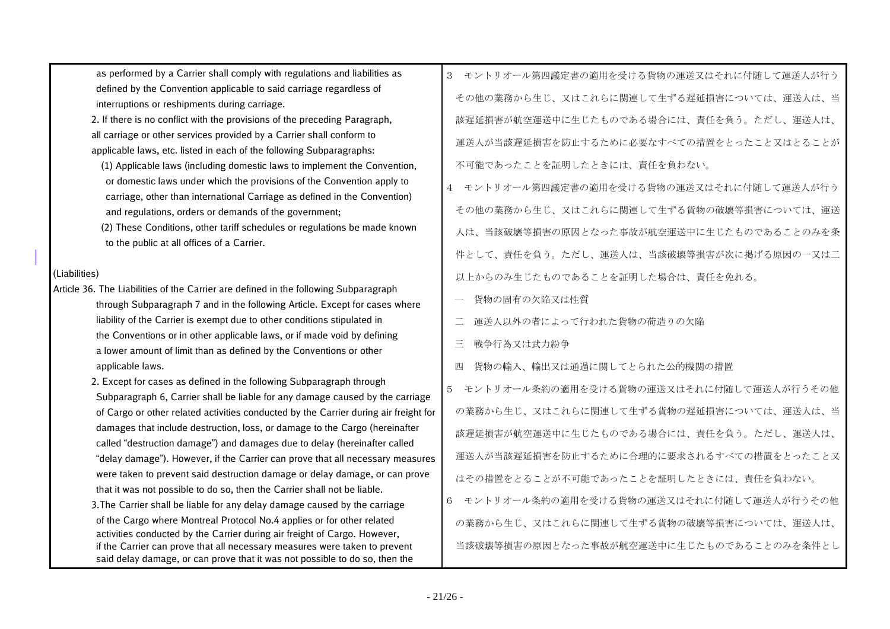as performed by a Carrier shall comply with regulations and liabilities as defined by the Convention applicable to said carriage regardless of interruptions or reshipments during carriage.

2. If there is no conflict with the provisions of the preceding Paragraph, all carriage or other services provided by a Carrier shall conform to applicable laws, etc. listed in each of the following Subparagraphs:

(1) Applicable laws (including domestic laws to implement the Convention, or domestic laws under which the provisions of the Convention apply to carriage, other than international Carriage as defined in the Convention) and regulations, orders or demands of the government;

(2) These Conditions, other tariff schedules or regulations be made known to the public at all offices of a Carrier.

(Liabilities)

Article 36. The Liabilities of the Carrier are defined in the following Subparagraph through Subparagraph 7 and in the following Article. Except for cases where liability of the Carrier is exempt due to other conditions stipulated in the Conventions or in other applicable laws, or if made void by defining a lower amount of limit than as defined by the Conventions or other applicable laws.

2. Except for cases as defined in the following Subparagraph through Subparagraph 6, Carrier shall be liable for any damage caused by the carriage of Cargo or other related activities conducted by the Carrier during air freight for damages that include destruction, loss, or damage to the Cargo (hereinafter called "destruction damage") and damages due to delay (hereinafter called "delay damage"). However, if the Carrier can prove that all necessary measures were taken to prevent said destruction damage or delay damage, or can prove that it was not possible to do so, then the Carrier shall not be liable.

3.The Carrier shall be liable for any delay damage caused by the carriage of the Cargo where Montreal Protocol No.4 applies or for other related activities conducted by the Carrier during air freight of Cargo. However, if the Carrier can prove that all necessary measures were taken to prevent said delay damage, or can prove that it was not possible to do so, then the

3　モントリオール第四議定書の適用を受ける貨物の運送又はそれに付随して運送人が行うその他の業務から生じ、又はこれらに関連して生ずる遅延損害については、運送人は、当該遅延損害が航空運送中に生じたものである場合には、責任を負う。ただし、運送人は、運送人が当該遅延損害を防止するために必要なすべての措置をとったこと又はとることが不可能であったことを証明したときには、責任を負わない。

4　モントリオール第四議定書の適用を受ける貨物の運送又はそれに付随して運送人が行うその他の業務から生じ、又はこれらに関連して生ずる貨物の破壊等損害については、運送人は、当該破壊等損害の原因となった事故が航空運送中に生じたものであることのみを条件として、責任を負う。ただし、運送人は、当該破壊等損害が次に掲げる原因の一又は二以上からのみ生じたものであることを証明した場合は、責任を免れる。

一　貨物の固有の欠陥又は性質

二　運送人以外の者によって行われた貨物の荷造りの欠陥

三　戦争行為又は武力紛争

四　貨物の輸入、輸出又は通過に関してとられた公的機関の措置

5　モントリオール条約の適用を受ける貨物の運送又はそれに付随して運送人が行うその他の業務から生じ、又はこれらに関連して生ずる貨物の遅延損害については、運送人は、当該遅延損害が航空運送中に生じたものである場合には、責任を負う。ただし、運送人は、運送人が当該遅延損害を防止するために合理的に要求されるすべての措置をとったこと又はその措置をとることが不可能であったことを証明したときには、責任を負わない。

6　モントリオール条約の適用を受ける貨物の運送又はそれに付随して運送人が行うその他の業務から生じ、又はこれらに関連して生ずる貨物の破壊等損害については、運送人は、当該破壊等損害の原因となった事故が航空運送中に生じたものであることのみを条件とし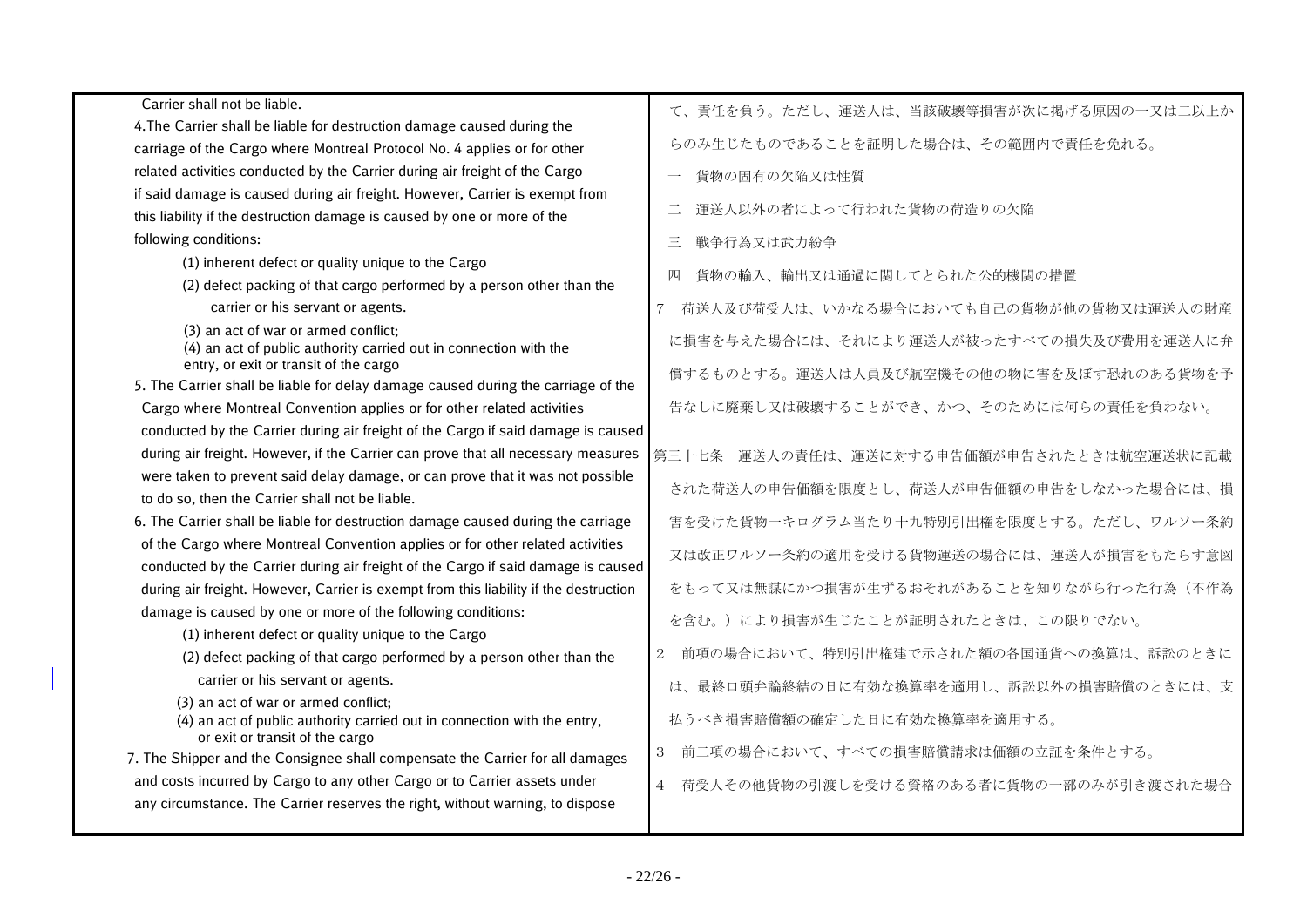Carrier shall not be liable.

4.The Carrier shall be liable for destruction damage caused during the carriage of the Cargo where Montreal Protocol No. 4 applies or for other related activities conducted by the Carrier during air freight of the Cargo if said damage is caused during air freight. However, Carrier is exempt from this liability if the destruction damage is caused by one or more of the following conditions:

(1) inherent defect or quality unique to the Cargo
(2) defect packing of that cargo performed by a person other than the carrier or his servant or agents.
(3) an act of war or armed conflict;
(4) an act of public authority carried out in connection with the entry, or exit or transit of the cargo

5. The Carrier shall be liable for delay damage caused during the carriage of the Cargo where Montreal Convention applies or for other related activities conducted by the Carrier during air freight of the Cargo if said damage is caused during air freight. However, if the Carrier can prove that all necessary measures were taken to prevent said delay damage, or can prove that it was not possible to do so, then the Carrier shall not be liable.

6. The Carrier shall be liable for destruction damage caused during the carriage of the Cargo where Montreal Convention applies or for other related activities conducted by the Carrier during air freight of the Cargo if said damage is caused during air freight. However, Carrier is exempt from this liability if the destruction damage is caused by one or more of the following conditions:

(1) inherent defect or quality unique to the Cargo
(2) defect packing of that cargo performed by a person other than the carrier or his servant or agents.
(3) an act of war or armed conflict;
(4) an act of public authority carried out in connection with the entry, or exit or transit of the cargo

7. The Shipper and the Consignee shall compensate the Carrier for all damages and costs incurred by Cargo to any other Cargo or to Carrier assets under any circumstance. The Carrier reserves the right, without warning, to dispose

て、責任を負う。ただし、運送人は、当該破壊等損害が次に掲げる原因の一又は二以上からのみ生じたものであることを証明した場合は、その範囲内で責任を免れる。

一　貨物の固有の欠陥又は性質
二　運送人以外の者によって行われた貨物の荷造りの欠陥
三　戦争行為又は武力紛争
四　貨物の輸入、輸出又は通過に関してとられた公的機関の措置

7　荷送人及び荷受人は、いかなる場合においても自己の貨物が他の貨物又は運送人の財産に損害を与えた場合には、それにより運送人が被ったすべての損失及び費用を運送人に弁償するものとする。運送人は人員及び航空機その他の物に害を及ぼす恐れのある貨物を予告なしに廃棄し又は破壊することができ、かつ、そのためには何らの責任を負わない。

第三十七条　運送人の責任は、運送に対する申告価額が申告されたときは航空運送状に記載された荷送人の申告価額を限度とし、荷送人が申告価額の申告をしなかった場合には、損害を受けた貨物一キログラム当たり十九特別引出権を限度とする。ただし、ワルソー条約又は改正ワルソー条約の適用を受ける貨物運送の場合には、運送人が損害をもたらす意図をもって又は無謀にかつ損害が生ずるおそれがあることを知りながら行った行為（不作為を含む。）により損害が生じたことが証明されたときは、この限りでない。

2　前項の場合において、特別引出権建で示された額の各国通貨への換算は、訴訟のときには、最終口頭弁論終結の日に有効な換算率を適用し、訴訟以外の損害賠償のときには、支払うべき損害賠償額の確定した日に有効な換算率を適用する。

3　前二項の場合において、すべての損害賠償請求は価額の立証を条件とする。

4　荷受人その他貨物の引渡しを受ける資格のある者に貨物の一部のみが引き渡された場合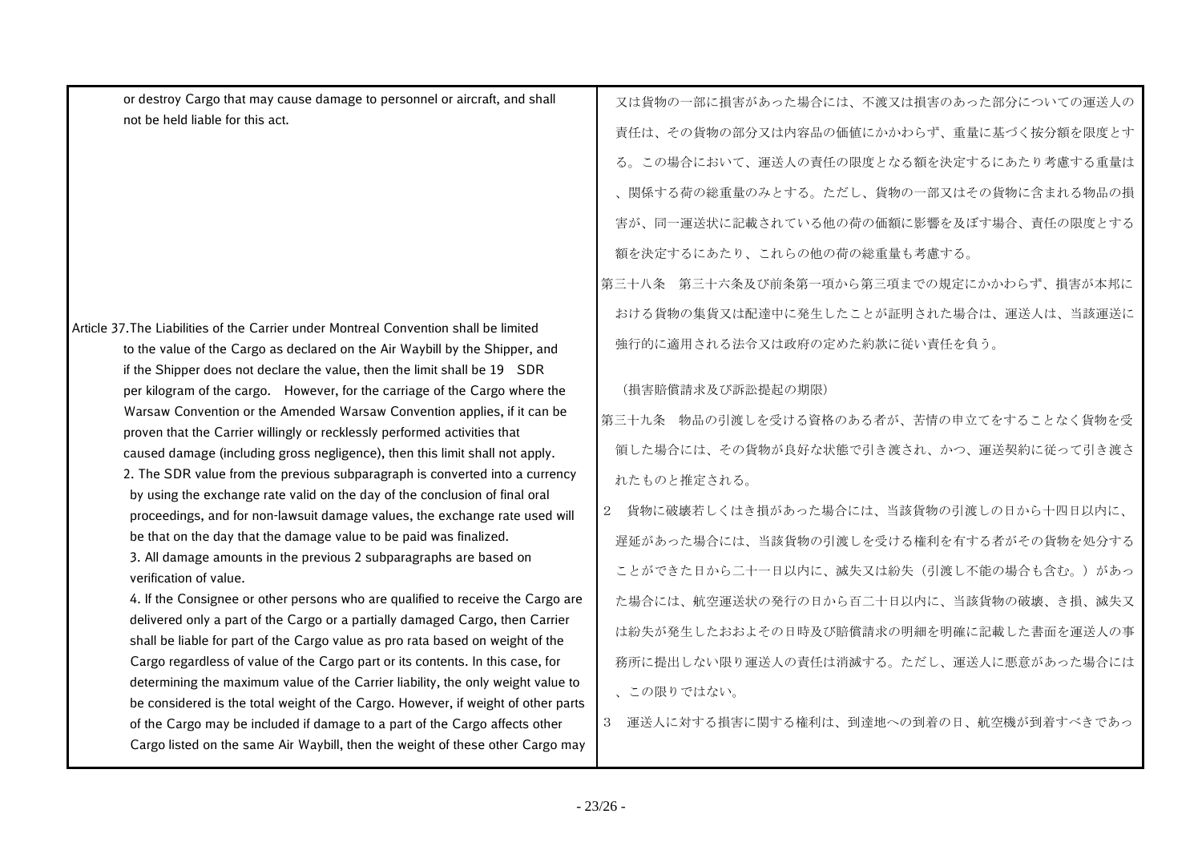or destroy Cargo that may cause damage to personnel or aircraft, and shall not be held liable for this act.

Article 37. The Liabilities of the Carrier under Montreal Convention shall be limited to the value of the Cargo as declared on the Air Waybill by the Shipper, and if the Shipper does not declare the value, then the limit shall be 19 SDR per kilogram of the cargo. However, for the carriage of the Cargo where the Warsaw Convention or the Amended Warsaw Convention applies, if it can be proven that the Carrier willingly or recklessly performed activities that caused damage (including gross negligence), then this limit shall not apply.

2. The SDR value from the previous subparagraph is converted into a currency by using the exchange rate valid on the day of the conclusion of final oral proceedings, and for non-lawsuit damage values, the exchange rate used will be that on the day that the damage value to be paid was finalized.

3. All damage amounts in the previous 2 subparagraphs are based on verification of value.

4. If the Consignee or other persons who are qualified to receive the Cargo are delivered only a part of the Cargo or a partially damaged Cargo, then Carrier shall be liable for part of the Cargo value as pro rata based on weight of the Cargo regardless of value of the Cargo part or its contents. In this case, for determining the maximum value of the Carrier liability, the only weight value to be considered is the total weight of the Cargo. However, if weight of other parts of the Cargo may be included if damage to a part of the Cargo affects other Cargo listed on the same Air Waybill, then the weight of these other Cargo may

又は貨物の一部に損害があった場合には、不渡又は損害のあった部分についての運送人の責任は、その貨物の部分又は内容品の価値にかかわらず、重量に基づく按分額を限度とする。この場合において、運送人の責任の限度となる額を決定するにあたり考慮する重量は、関係する荷の総重量のみとする。ただし、貨物の一部又はその貨物に含まれる物品の損害が、同一運送状に記載されている他の荷の価額に影響を及ぼす場合、責任の限度とする額を決定するにあたり、これらの他の荷の総重量も考慮する。

第三十八条　第三十六条及び前条第一項から第三項までの規定にかかわらず、損害が本邦における貨物の集貨又は配達中に発生したことが証明された場合は、運送人は、当該運送に強行的に適用される法令又は政府の定めた約款に従い責任を負う。

（損害賠償請求及び訴訟提起の期限）

第三十九条　物品の引渡しを受ける資格のある者が、苦情の申立てをすることなく貨物を受領した場合には、その貨物が良好な状態で引き渡され、かつ、運送契約に従って引き渡されたものと推定される。

2　貨物に破壊若しくはき損があった場合には、当該貨物の引渡しの日から十四日以内に、遅延があった場合には、当該貨物の引渡しを受ける権利を有する者がその貨物を処分することができた日から二十一日以内に、滅失又は紛失（引渡し不能の場合も含む。）があった場合には、航空運送状の発行の日から百二十日以内に、当該貨物の破壊、き損、滅失又は紛失が発生したおおよその日時及び賠償請求の明細を明確に記載した書面を運送人の事務所に提出しない限り運送人の責任は消滅する。ただし、運送人に悪意があった場合には、この限りではない。

3　運送人に対する損害に関する権利は、到達地への到着の日、航空機が到着すべきであっ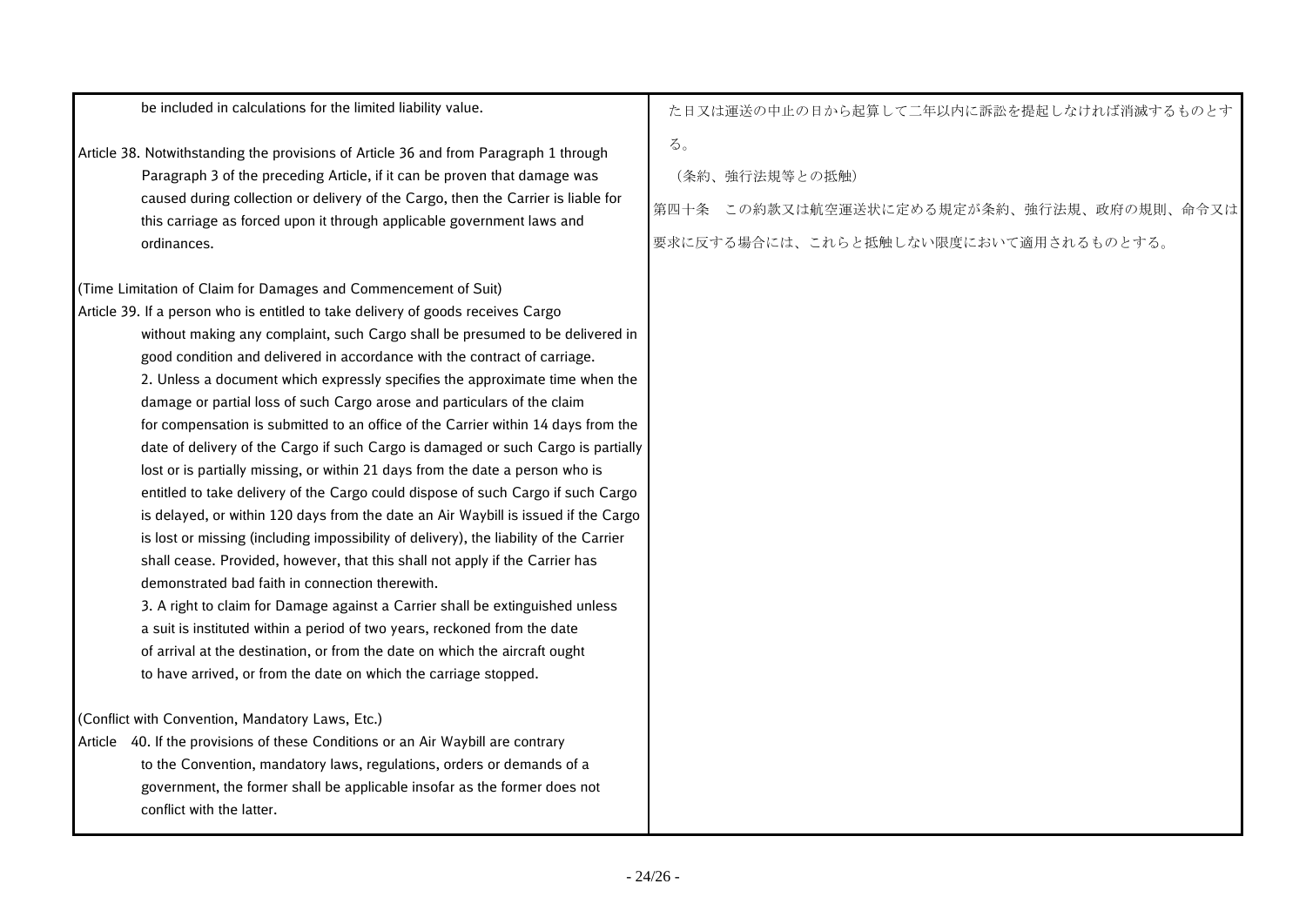be included in calculations for the limited liability value.

Article 38. Notwithstanding the provisions of Article 36 and from Paragraph 1 through Paragraph 3 of the preceding Article, if it can be proven that damage was caused during collection or delivery of the Cargo, then the Carrier is liable for this carriage as forced upon it through applicable government laws and ordinances.

(Time Limitation of Claim for Damages and Commencement of Suit)

Article 39. If a person who is entitled to take delivery of goods receives Cargo without making any complaint, such Cargo shall be presumed to be delivered in good condition and delivered in accordance with the contract of carriage.

2. Unless a document which expressly specifies the approximate time when the damage or partial loss of such Cargo arose and particulars of the claim for compensation is submitted to an office of the Carrier within 14 days from the date of delivery of the Cargo if such Cargo is damaged or such Cargo is partially lost or is partially missing, or within 21 days from the date a person who is entitled to take delivery of the Cargo could dispose of such Cargo if such Cargo is delayed, or within 120 days from the date an Air Waybill is issued if the Cargo is lost or missing (including impossibility of delivery), the liability of the Carrier shall cease. Provided, however, that this shall not apply if the Carrier has demonstrated bad faith in connection therewith.

3. A right to claim for Damage against a Carrier shall be extinguished unless a suit is instituted within a period of two years, reckoned from the date of arrival at the destination, or from the date on which the aircraft ought to have arrived, or from the date on which the carriage stopped.

(Conflict with Convention, Mandatory Laws, Etc.)

Article 40. If the provisions of these Conditions or an Air Waybill are contrary to the Convention, mandatory laws, regulations, orders or demands of a government, the former shall be applicable insofar as the former does not conflict with the latter.

た日又は運送の中止の日から起算して二年以内に訴訟を提起しなければ消滅するものとする。

（条約、強行法規等との抵触）

第四十条　この約款又は航空運送状に定める規定が条約、強行法規、政府の規則、命令又は要求に反する場合には、これらと抵触しない限度において適用されるものとする。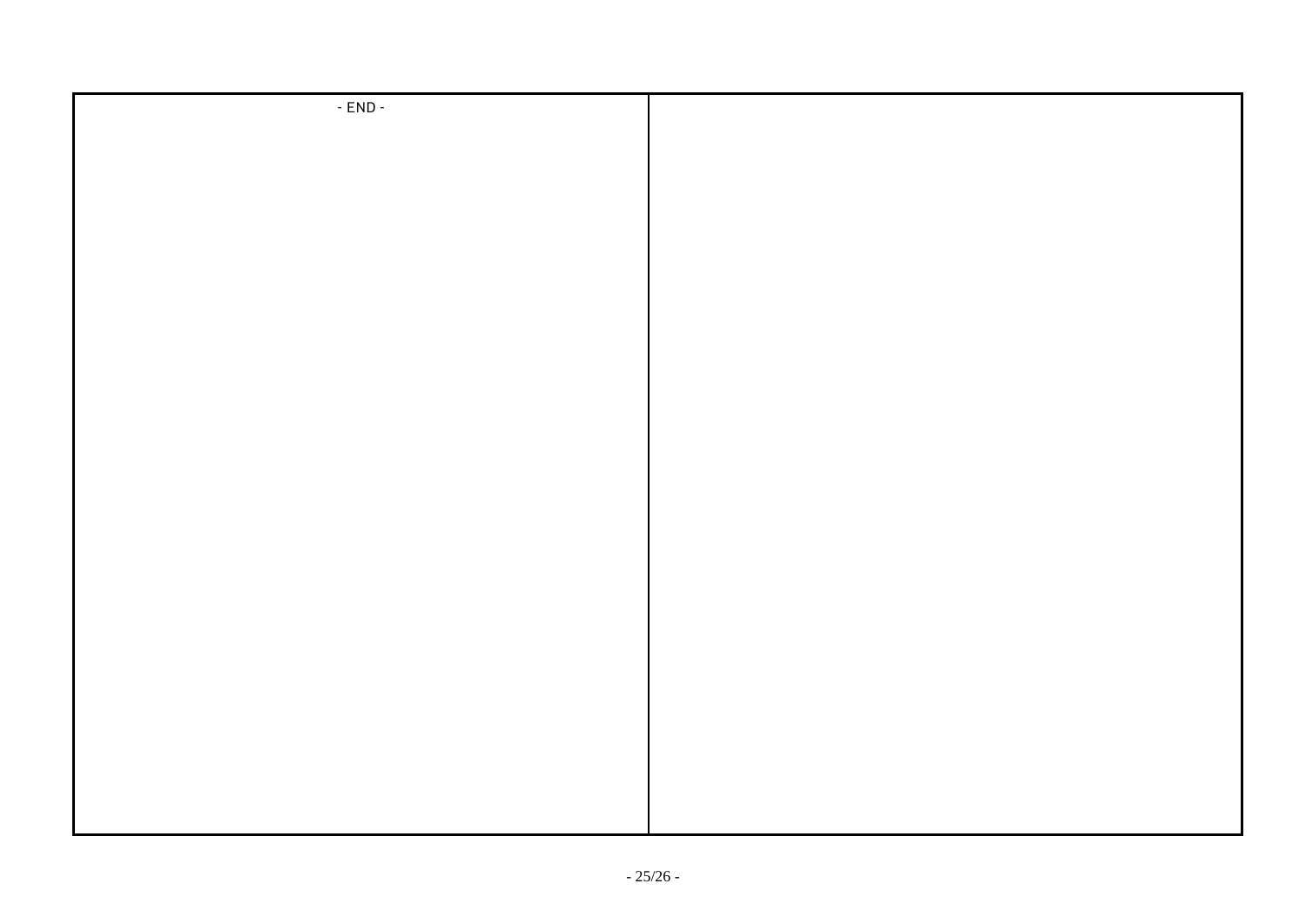- END -